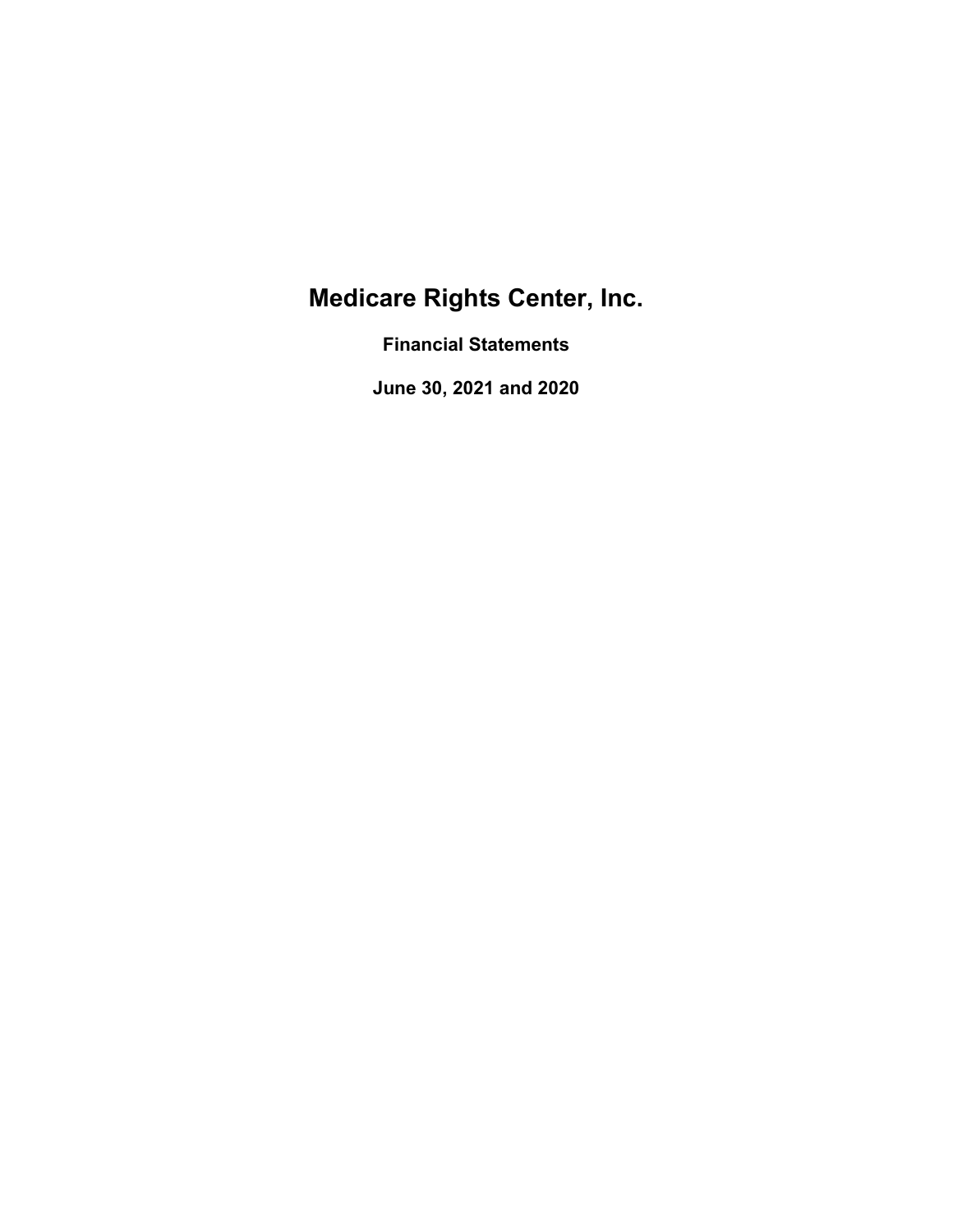# Medicare Rights Center, Inc.

## Financial Statements

## June 30, 2021 and 2020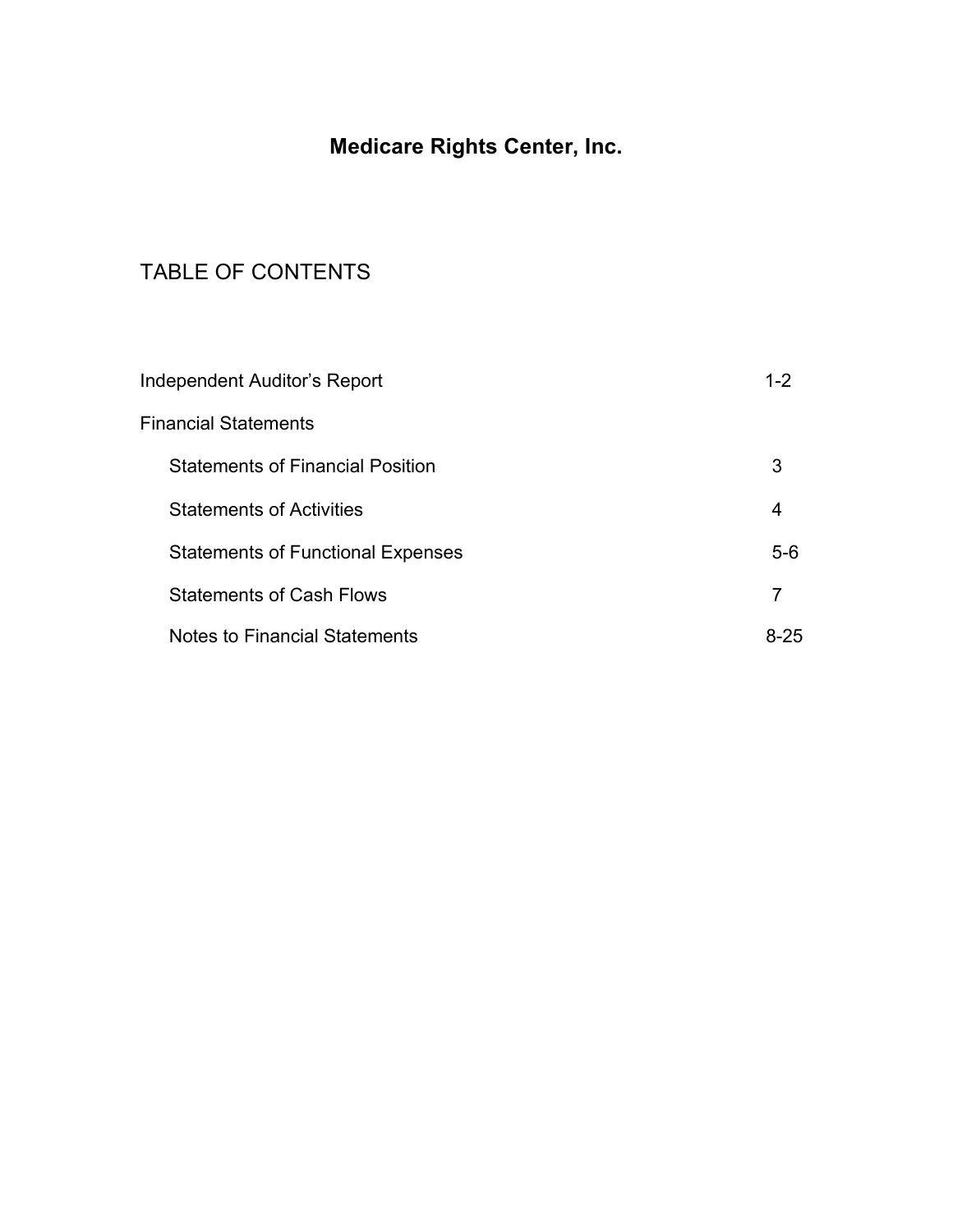# Medicare Rights Center, Inc.

## TABLE OF CONTENTS

| | |
|---|---|
| Independent Auditor's Report | 1-2 |
| Financial Statements | |
| Statements of Financial Position | 3 |
| Statements of Activities | 4 |
| Statements of Functional Expenses | 5-6 |
| Statements of Cash Flows | 7 |
| Notes to Financial Statements | 8-25 |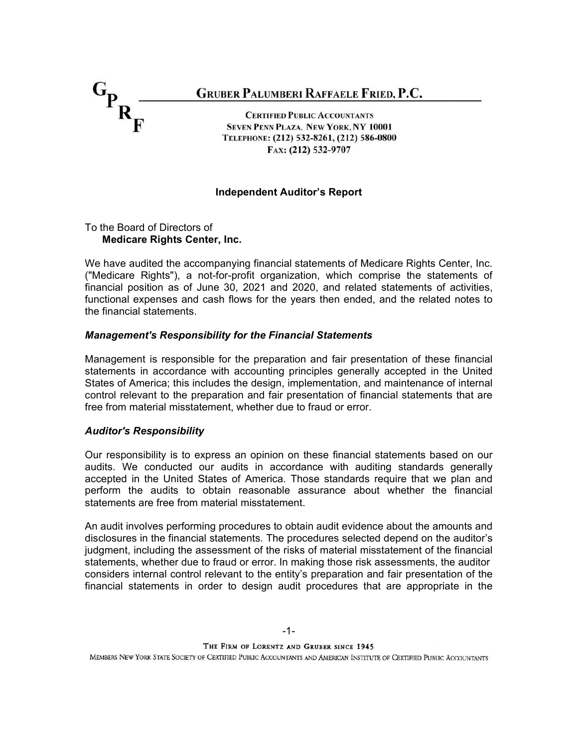**GRUBER PALUMBERI RAFFAELE FRIED, P.C.**

CERTIFIED PUBLIC ACCOUNTANTS
SEVEN PENN PLAZA, NEW YORK, NY 10001
TELEPHONE: (212) 532-8261, (212) 586-0800
FAX: (212) 532-9707

## Independent Auditor's Report

To the Board of Directors of
**Medicare Rights Center, Inc.**

We have audited the accompanying financial statements of Medicare Rights Center, Inc. ("Medicare Rights"), a not-for-profit organization, which comprise the statements of financial position as of June 30, 2021 and 2020, and related statements of activities, functional expenses and cash flows for the years then ended, and the related notes to the financial statements.

### *Management's Responsibility for the Financial Statements*

Management is responsible for the preparation and fair presentation of these financial statements in accordance with accounting principles generally accepted in the United States of America; this includes the design, implementation, and maintenance of internal control relevant to the preparation and fair presentation of financial statements that are free from material misstatement, whether due to fraud or error.

### *Auditor's Responsibility*

Our responsibility is to express an opinion on these financial statements based on our audits. We conducted our audits in accordance with auditing standards generally accepted in the United States of America. Those standards require that we plan and perform the audits to obtain reasonable assurance about whether the financial statements are free from material misstatement.

An audit involves performing procedures to obtain audit evidence about the amounts and disclosures in the financial statements. The procedures selected depend on the auditor's judgment, including the assessment of the risks of material misstatement of the financial statements, whether due to fraud or error. In making those risk assessments, the auditor considers internal control relevant to the entity's preparation and fair presentation of the financial statements in order to design audit procedures that are appropriate in the

THE FIRM OF LORENTZ AND GRUBER SINCE 1945
MEMBERS NEW YORK STATE SOCIETY OF CERTIFIED PUBLIC ACCOUNTANTS AND AMERICAN INSTITUTE OF CERTIFIED PUBLIC ACCOUNTANTS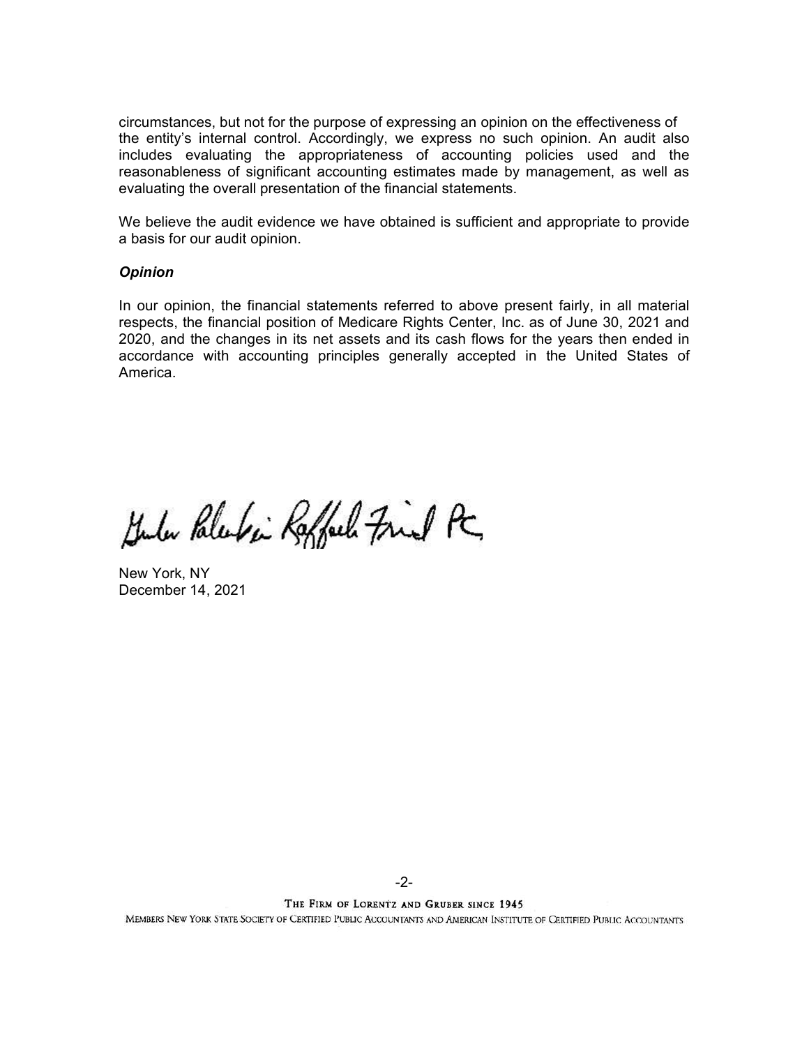circumstances, but not for the purpose of expressing an opinion on the effectiveness of the entity's internal control. Accordingly, we express no such opinion. An audit also includes evaluating the appropriateness of accounting policies used and the reasonableness of significant accounting estimates made by management, as well as evaluating the overall presentation of the financial statements.

We believe the audit evidence we have obtained is sufficient and appropriate to provide a basis for our audit opinion.

***Opinion***

In our opinion, the financial statements referred to above present fairly, in all material respects, the financial position of Medicare Rights Center, Inc. as of June 30, 2021 and 2020, and the changes in its net assets and its cash flows for the years then ended in accordance with accounting principles generally accepted in the United States of America.

Gruber Palumbo Raffaele Friend PC

New York, NY
December 14, 2021

THE FIRM OF LORENTZ AND GRUBER SINCE 1945

MEMBERS NEW YORK STATE SOCIETY OF CERTIFIED PUBLIC ACCOUNTANTS AND AMERICAN INSTITUTE OF CERTIFIED PUBLIC ACCOUNTANTS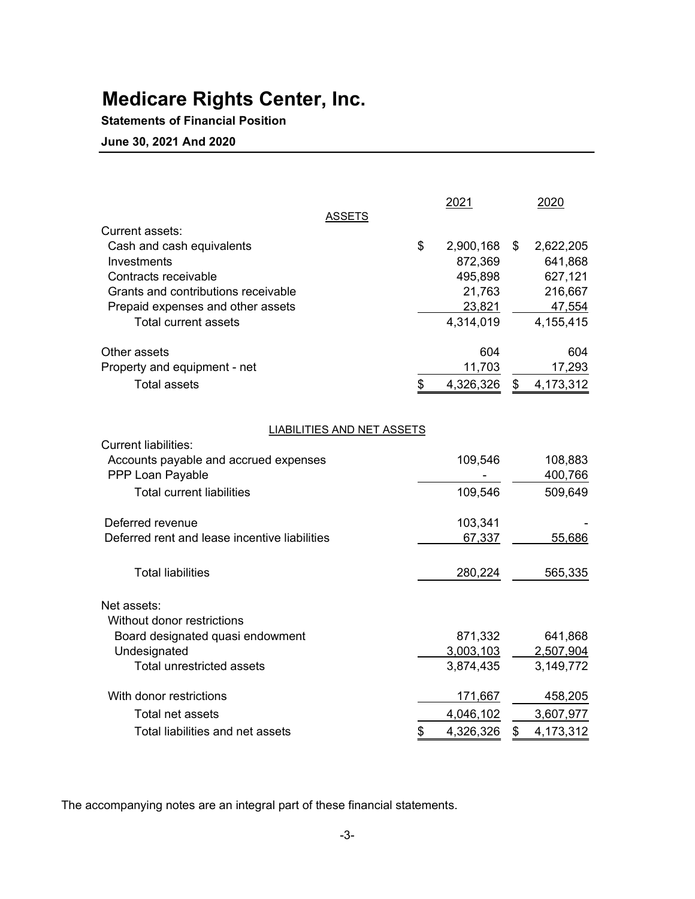# Medicare Rights Center, Inc.

**Statements of Financial Position**

**June 30, 2021 And 2020**

| | 2021 | 2020 |
|---|---|---|
| **ASSETS** | | |
| Current assets: | | |
| Cash and cash equivalents | $ 2,900,168 | $ 2,622,205 |
| Investments | 872,369 | 641,868 |
| Contracts receivable | 495,898 | 627,121 |
| Grants and contributions receivable | 21,763 | 216,667 |
| Prepaid expenses and other assets | 23,821 | 47,554 |
| Total current assets | 4,314,019 | 4,155,415 |
| Other assets | 604 | 604 |
| Property and equipment - net | 11,703 | 17,293 |
| Total assets | $ 4,326,326 | $ 4,173,312 |
| **LIABILITIES AND NET ASSETS** | | |
| Current liabilities: | | |
| Accounts payable and accrued expenses | 109,546 | 108,883 |
| PPP Loan Payable | - | 400,766 |
| Total current liabilities | 109,546 | 509,649 |
| Deferred revenue | 103,341 | - |
| Deferred rent and lease incentive liabilities | 67,337 | 55,686 |
| Total liabilities | 280,224 | 565,335 |
| Net assets: | | |
| Without donor restrictions | | |
| Board designated quasi endowment | 871,332 | 641,868 |
| Undesignated | 3,003,103 | 2,507,904 |
| Total unrestricted assets | 3,874,435 | 3,149,772 |
| With donor restrictions | 171,667 | 458,205 |
| Total net assets | 4,046,102 | 3,607,977 |
| Total liabilities and net assets | $ 4,326,326 | $ 4,173,312 |

The accompanying notes are an integral part of these financial statements.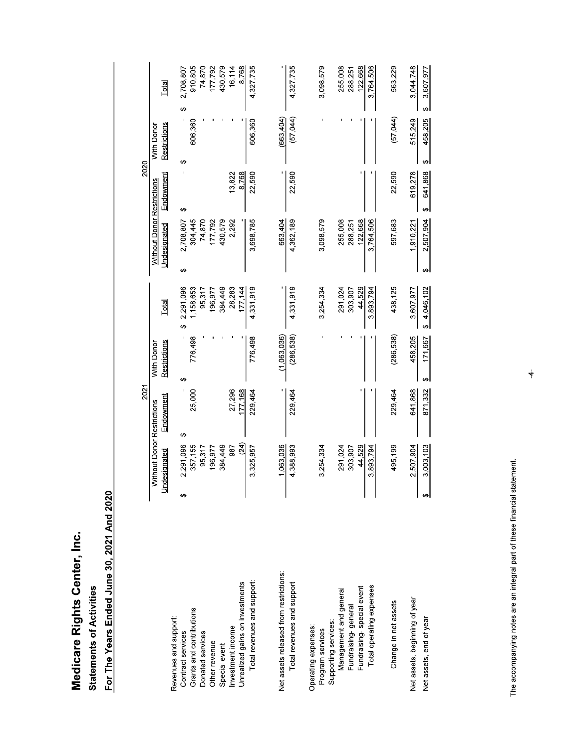# Medicare Rights Center, Inc.

## Statements of Activities

### For The Years Ended June 30, 2021 And 2020

| | 2021 | | | | 2020 | | | |
|---|---|---|---|---|---|---|---|---|
| | Without Donor Restrictions | | With Donor | | Without Donor Restrictions | | With Donor | |
| | Undesignated | Endowment | Restrictions | Total | Undesignated | Endowment | Restrictions | Total |
| Revenues and support: | | | | | | | | |
| Contract services | $ 2,291,096 | $ - | $ - | $ 2,291,096 | $ 2,708,807 | $ - | $ - | $ 2,708,807 |
| Grants and contributions | 357,155 | 25,000 | 776,498 | 1,158,653 | 304,445 | | 606,360 | 910,805 |
| Donated services | 95,317 | | - | 95,317 | 74,870 | | - | 74,870 |
| Other revenue | 196,977 | | - | 196,977 | 177,792 | | - | 177,792 |
| Special event | 384,449 | | - | 384,449 | 430,579 | | - | 430,579 |
| Investment income | 987 | 27,296 | - | 28,283 | 2,292 | 13,822 | - | 16,114 |
| Unrealized gains on investments | (24) | 177,168 | - | 177,144 | - | 8,768 | - | 8,768 |
| Total revenues and support: | 3,325,957 | 229,464 | 776,498 | 4,331,919 | 3,698,785 | 22,590 | 606,360 | 4,327,735 |
| Net assets released from restrictions: | 1,063,036 | - | (1,063,036) | - | 663,404 | - | (663,404) | - |
| Total revenues and support | 4,388,993 | 229,464 | (286,538) | 4,331,919 | 4,362,189 | 22,590 | (57,044) | 4,327,735 |
| Operating expenses: | | | | | | | | |
| Program services | 3,254,334 | | - | 3,254,334 | 3,098,579 | | - | 3,098,579 |
| Supporting services: | | | | | | | | |
| Management and general | 291,024 | | - | 291,024 | 255,008 | | - | 255,008 |
| Fundraising- general | 303,907 | | - | 303,907 | 288,251 | | - | 288,251 |
| Fundraising- special event | 44,529 | - | - | 44,529 | 122,668 | - | - | 122,668 |
| Total operating expenses | 3,893,794 | - | - | 3,893,794 | 3,764,506 | - | - | 3,764,506 |
| Change in net assets | 495,199 | 229,464 | (286,538) | 438,125 | 597,683 | 22,590 | (57,044) | 563,229 |
| Net assets, beginning of year | 2,507,904 | 641,868 | 458,205 | 3,607,977 | 1,910,221 | 619,278 | 515,249 | 3,044,748 |
| Net assets, end of year | $ 3,003,103 | $ 871,332 | $ 171,667 | $ 4,046,102 | $ 2,507,904 | $ 641,868 | $ 458,205 | $ 3,607,977 |

The accompanying notes are an integral part of these financial statement.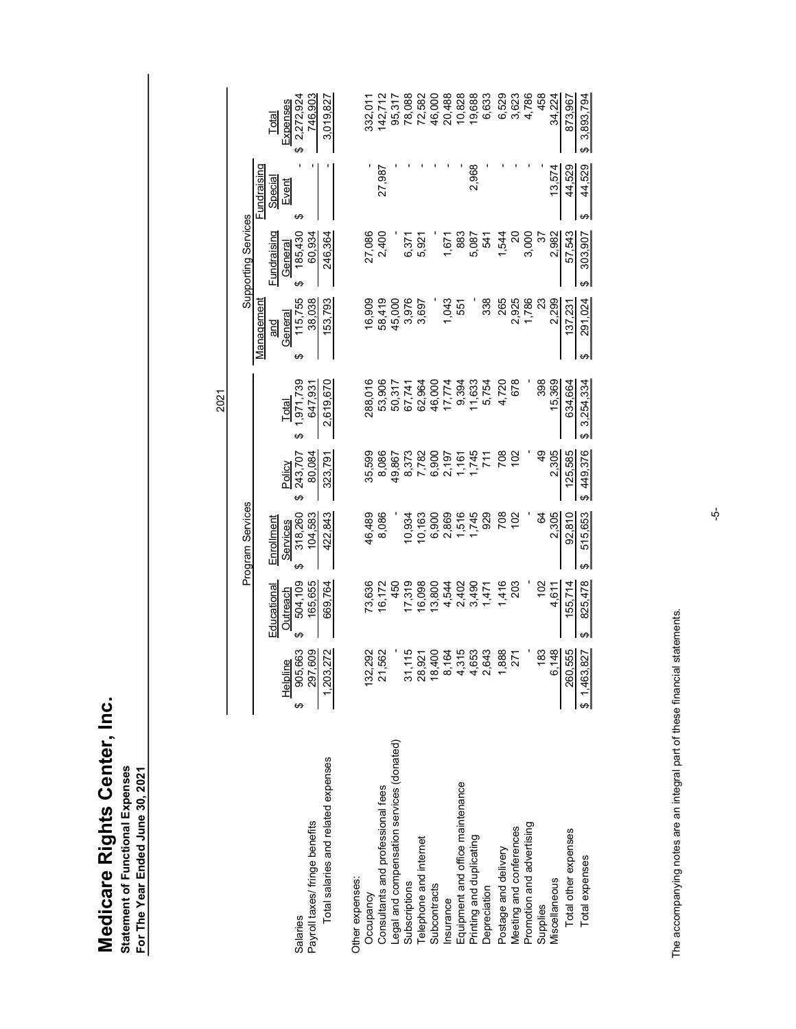# Medicare Rights Center, Inc.

**Statement of Functional Expenses**
**For The Year Ended June 30, 2021**

| | 2021 | | | | | | | | |
|---|---|---|---|---|---|---|---|---|---|
| | Program Services | | | | | Supporting Services | | | |
| | Helpline | Educational Outreach | Enrollment Services | Policy | Total | Management and General | Fundraising General | Fundraising Special Event | Total Expenses |
| Salaries | $ 905,663 | $ 504,109 | $ 318,260 | $ 243,707 | $ 1,971,739 | $ 115,755 | $ 185,430 | $ - | $ 2,272,924 |
| Payroll taxes/ fringe benefits | 297,609 | 165,655 | 104,583 | 80,084 | 647,931 | 38,038 | 60,934 | - | 746,903 |
| Total salaries and related expenses | 1,203,272 | 669,764 | 422,843 | 323,791 | 2,619,670 | 153,793 | 246,364 | - | 3,019,827 |
| Other expenses: | | | | | | | | | |
| Occupancy | 132,292 | 73,636 | 46,489 | 35,599 | 288,016 | 16,909 | 27,086 | - | 332,011 |
| Consultants and professional fees | 21,562 | 16,172 | 8,086 | 8,086 | 53,906 | 58,419 | 2,400 | 27,987 | 142,712 |
| Legal and compensation services (donated) | - | 450 | - | 49,867 | 50,317 | 45,000 | - | - | 95,317 |
| Subscriptions | 31,115 | 17,319 | 10,934 | 8,373 | 67,741 | 3,976 | 6,371 | - | 78,088 |
| Telephone and internet | 28,921 | 16,098 | 10,163 | 7,782 | 62,964 | 3,697 | 5,921 | - | 72,582 |
| Subcontracts | 18,400 | 13,800 | 6,900 | 6,900 | 46,000 | - | - | - | 46,000 |
| Insurance | 8,164 | 4,544 | 2,869 | 2,197 | 17,774 | 1,043 | 1,671 | - | 20,488 |
| Equipment and office maintenance | 4,315 | 2,402 | 1,516 | 1,161 | 9,394 | 551 | 883 | - | 10,828 |
| Printing and duplicating | 4,653 | 3,490 | 1,745 | 1,745 | 11,633 | - | 5,087 | 2,968 | 19,688 |
| Depreciation | 2,643 | 1,471 | 929 | 711 | 5,754 | 338 | 541 | - | 6,633 |
| Postage and delivery | 1,888 | 1,416 | 708 | 708 | 4,720 | 265 | 1,544 | - | 6,529 |
| Meeting and conferences | 271 | 203 | 102 | 102 | 678 | 2,925 | 20 | - | 3,623 |
| Promotion and advertising | - | - | - | - | - | 1,786 | 3,000 | - | 4,786 |
| Supplies | 183 | 102 | 64 | 49 | 398 | 23 | 37 | - | 458 |
| Miscellaneous | 6,148 | 4,611 | 2,305 | 2,305 | 15,369 | 2,299 | 2,982 | 13,574 | 34,224 |
| Total other expenses | 260,555 | 155,714 | 92,810 | 125,585 | 634,664 | 137,231 | 57,543 | 44,529 | 873,967 |
| Total expenses | $ 1,463,827 | $ 825,478 | $ 515,653 | $ 449,376 | $ 3,254,334 | $ 291,024 | $ 303,907 | $ 44,529 | $ 3,893,794 |

The accompanying notes are an integral part of these financial statements.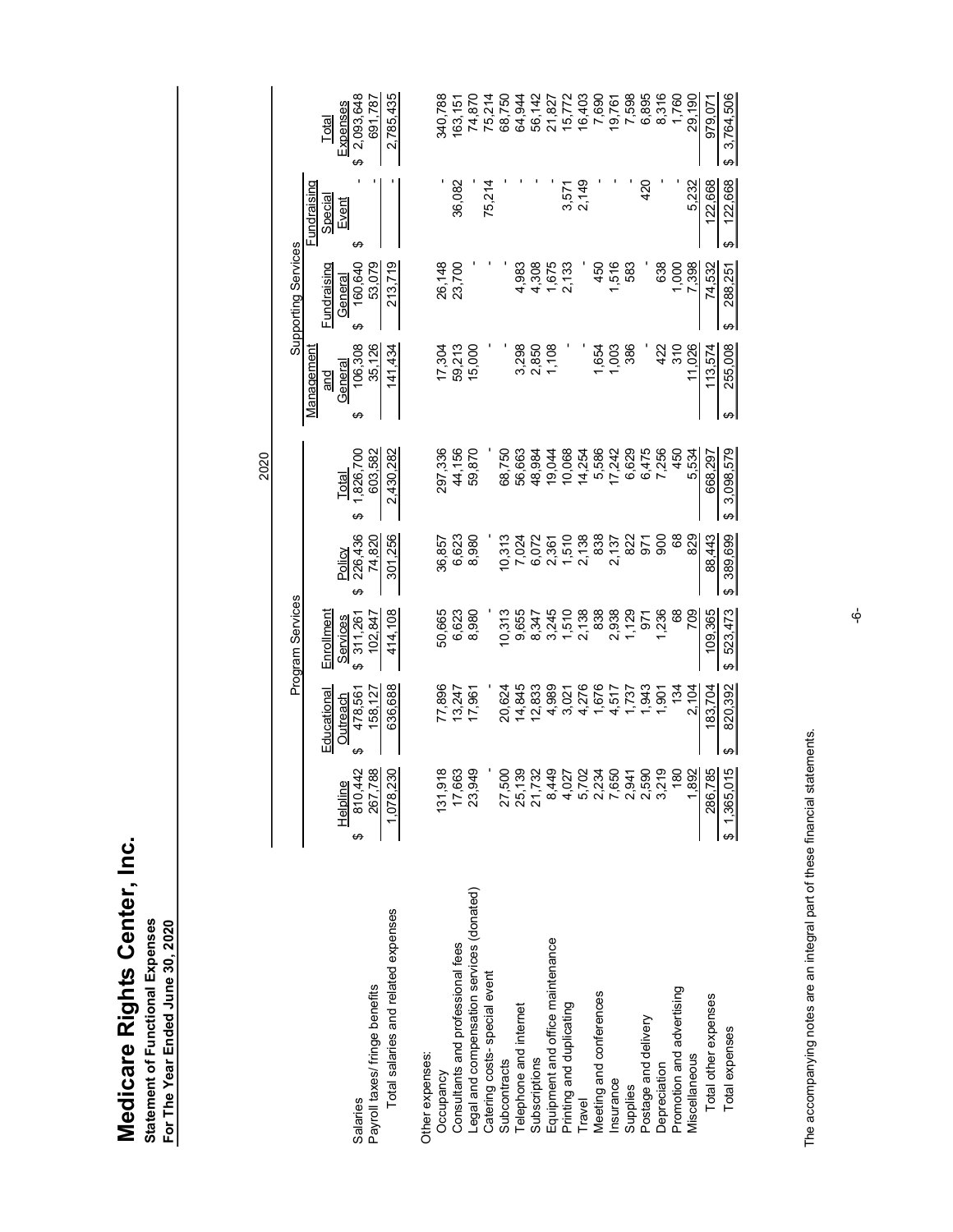# Medicare Rights Center, Inc.

**Statement of Functional Expenses**
**For The Year Ended June 30, 2020**

| | 2020 | | | | | | | | |
|---|---|---|---|---|---|---|---|---|---|
| | Program Services | | | | | Supporting Services | | | |
| | Helpline | Educational Outreach | Enrollment Services | Policy | Total | Management and General | Fundraising General | Fundraising Special Event | Total Expenses |
| Salaries | $ 810,442 | $ 478,561 | $ 311,261 | $ 226,436 | $ 1,826,700 | $ 106,308 | $ 160,640 | $ - | $ 2,093,648 |
| Payroll taxes/ fringe benefits | 267,788 | 158,127 | 102,847 | 74,820 | 603,582 | 35,126 | 53,079 | - | 691,787 |
| Total salaries and related expenses | 1,078,230 | 636,688 | 414,108 | 301,256 | 2,430,282 | 141,434 | 213,719 | - | 2,785,435 |
| Other expenses: | | | | | | | | | |
| Occupancy | 131,918 | 77,896 | 50,665 | 36,857 | 297,336 | 17,304 | 26,148 | - | 340,788 |
| Consultants and professional fees | 17,663 | 13,247 | 6,623 | 6,623 | 44,156 | 59,213 | 23,700 | 36,082 | 163,151 |
| Legal and compensation services (donated) | 23,949 | 17,961 | 8,980 | 8,980 | 59,870 | 15,000 | - | - | 74,870 |
| Catering costs- special event | - | - | - | - | - | - | - | 75,214 | 75,214 |
| Subcontracts | 27,500 | 20,624 | 10,313 | 10,313 | 68,750 | - | - | - | 68,750 |
| Telephone and internet | 25,139 | 14,845 | 9,655 | 7,024 | 56,663 | 3,298 | 4,983 | - | 64,944 |
| Subscriptions | 21,732 | 12,833 | 8,347 | 6,072 | 48,984 | 2,850 | 4,308 | - | 56,142 |
| Equipment and office maintenance | 8,449 | 4,989 | 3,245 | 2,361 | 19,044 | 1,108 | 1,675 | - | 21,827 |
| Printing and duplicating | 4,027 | 3,021 | 1,510 | 1,510 | 10,068 | - | 2,133 | 3,571 | 15,772 |
| Travel | 5,702 | 4,276 | 2,138 | 2,138 | 14,254 | - | - | 2,149 | 16,403 |
| Meeting and conferences | 2,234 | 1,676 | 838 | 838 | 5,586 | 1,654 | 450 | - | 7,690 |
| Insurance | 7,650 | 4,517 | 2,938 | 2,137 | 17,242 | 1,003 | 1,516 | - | 19,761 |
| Supplies | 2,941 | 1,737 | 1,129 | 822 | 6,629 | 386 | 583 | - | 7,598 |
| Postage and delivery | 2,590 | 1,943 | 971 | 971 | 6,475 | - | - | 420 | 6,895 |
| Depreciation | 3,219 | 1,901 | 1,236 | 900 | 7,256 | 422 | 638 | - | 8,316 |
| Promotion and advertising | 180 | 134 | 68 | 68 | 450 | 310 | 1,000 | - | 1,760 |
| Miscellaneous | 1,892 | 2,104 | 709 | 829 | 5,534 | 11,026 | 7,398 | 5,232 | 29,190 |
| Total other expenses | 286,785 | 183,704 | 109,365 | 88,443 | 668,297 | 113,574 | 74,532 | 122,668 | 979,071 |
| Total expenses | $ 1,365,015 | $ 820,392 | $ 523,473 | $ 389,699 | $ 3,098,579 | $ 255,008 | $ 288,251 | $ 122,668 | $ 3,764,506 |

The accompanying notes are an integral part of these financial statements.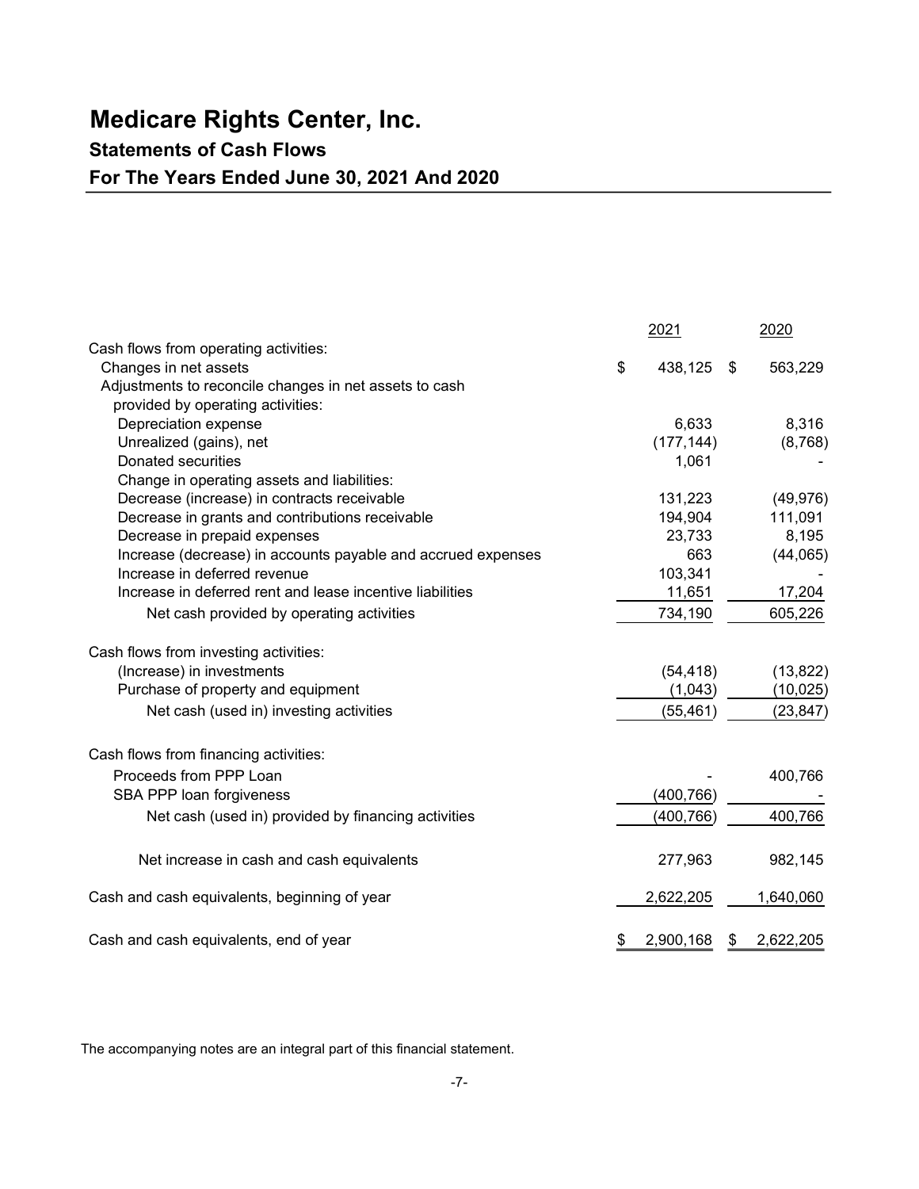# Medicare Rights Center, Inc.

## Statements of Cash Flows

## For The Years Ended June 30, 2021 And 2020

| | 2021 | 2020 |
|---|---|---|
| Cash flows from operating activities: | | |
| Changes in net assets | $ 438,125 | $ 563,229 |
| Adjustments to reconcile changes in net assets to cash provided by operating activities: | | |
| Depreciation expense | 6,633 | 8,316 |
| Unrealized (gains), net | (177,144) | (8,768) |
| Donated securities | 1,061 | - |
| Change in operating assets and liabilities: | | |
| Decrease (increase) in contracts receivable | 131,223 | (49,976) |
| Decrease in grants and contributions receivable | 194,904 | 111,091 |
| Decrease in prepaid expenses | 23,733 | 8,195 |
| Increase (decrease) in accounts payable and accrued expenses | 663 | (44,065) |
| Increase in deferred revenue | 103,341 | - |
| Increase in deferred rent and lease incentive liabilities | 11,651 | 17,204 |
| Net cash provided by operating activities | 734,190 | 605,226 |
| Cash flows from investing activities: | | |
| (Increase) in investments | (54,418) | (13,822) |
| Purchase of property and equipment | (1,043) | (10,025) |
| Net cash (used in) investing activities | (55,461) | (23,847) |
| Cash flows from financing activities: | | |
| Proceeds from PPP Loan | - | 400,766 |
| SBA PPP loan forgiveness | (400,766) | - |
| Net cash (used in) provided by financing activities | (400,766) | 400,766 |
| Net increase in cash and cash equivalents | 277,963 | 982,145 |
| Cash and cash equivalents, beginning of year | 2,622,205 | 1,640,060 |
| Cash and cash equivalents, end of year | $ 2,900,168 | $ 2,622,205 |

The accompanying notes are an integral part of this financial statement.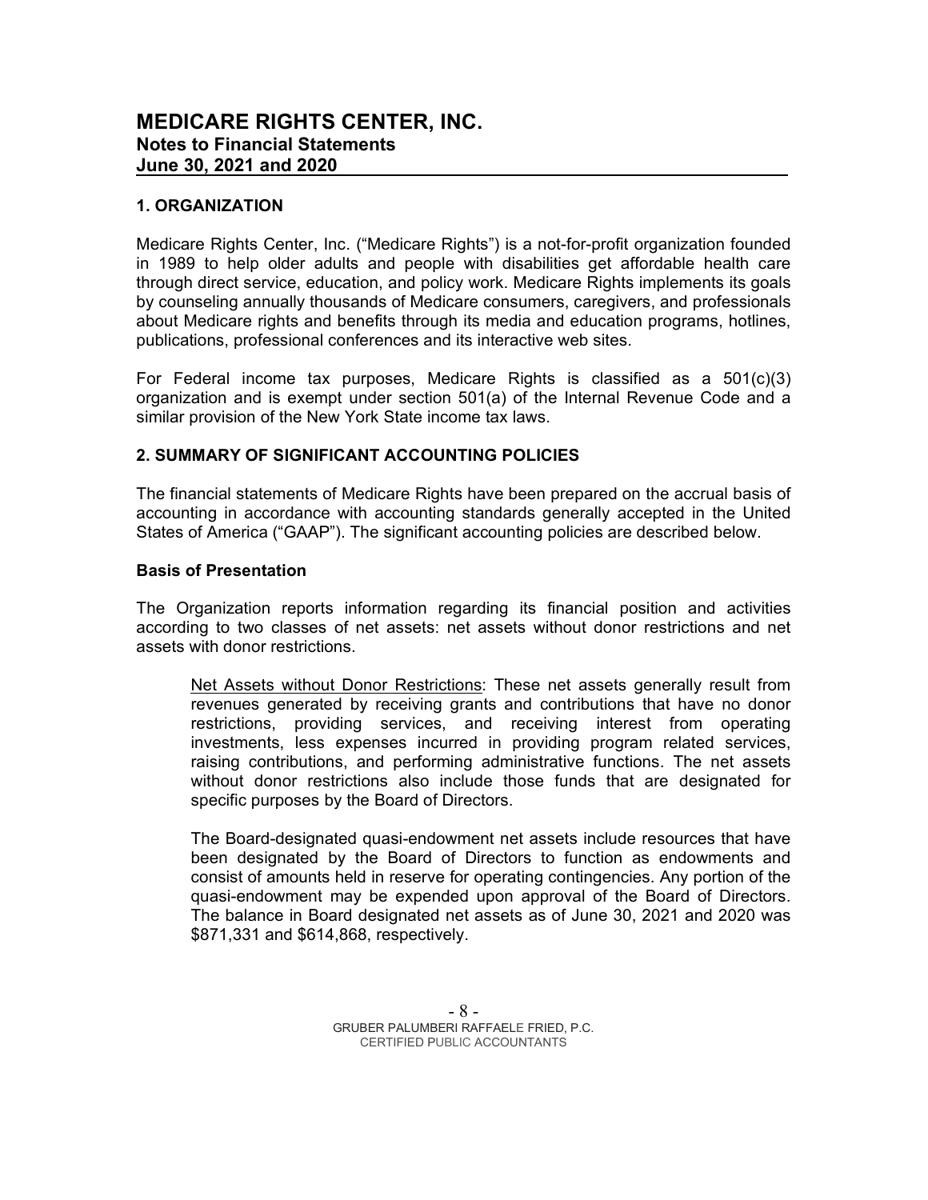# MEDICARE RIGHTS CENTER, INC.
## Notes to Financial Statements
## June 30, 2021 and 2020

### 1. ORGANIZATION

Medicare Rights Center, Inc. ("Medicare Rights") is a not-for-profit organization founded in 1989 to help older adults and people with disabilities get affordable health care through direct service, education, and policy work. Medicare Rights implements its goals by counseling annually thousands of Medicare consumers, caregivers, and professionals about Medicare rights and benefits through its media and education programs, hotlines, publications, professional conferences and its interactive web sites.

For Federal income tax purposes, Medicare Rights is classified as a 501(c)(3) organization and is exempt under section 501(a) of the Internal Revenue Code and a similar provision of the New York State income tax laws.

### 2. SUMMARY OF SIGNIFICANT ACCOUNTING POLICIES

The financial statements of Medicare Rights have been prepared on the accrual basis of accounting in accordance with accounting standards generally accepted in the United States of America ("GAAP"). The significant accounting policies are described below.

**Basis of Presentation**

The Organization reports information regarding its financial position and activities according to two classes of net assets: net assets without donor restrictions and net assets with donor restrictions.

Net Assets without Donor Restrictions: These net assets generally result from revenues generated by receiving grants and contributions that have no donor restrictions, providing services, and receiving interest from operating investments, less expenses incurred in providing program related services, raising contributions, and performing administrative functions. The net assets without donor restrictions also include those funds that are designated for specific purposes by the Board of Directors.

The Board-designated quasi-endowment net assets include resources that have been designated by the Board of Directors to function as endowments and consist of amounts held in reserve for operating contingencies. Any portion of the quasi-endowment may be expended upon approval of the Board of Directors. The balance in Board designated net assets as of June 30, 2021 and 2020 was \$871,331 and \$614,868, respectively.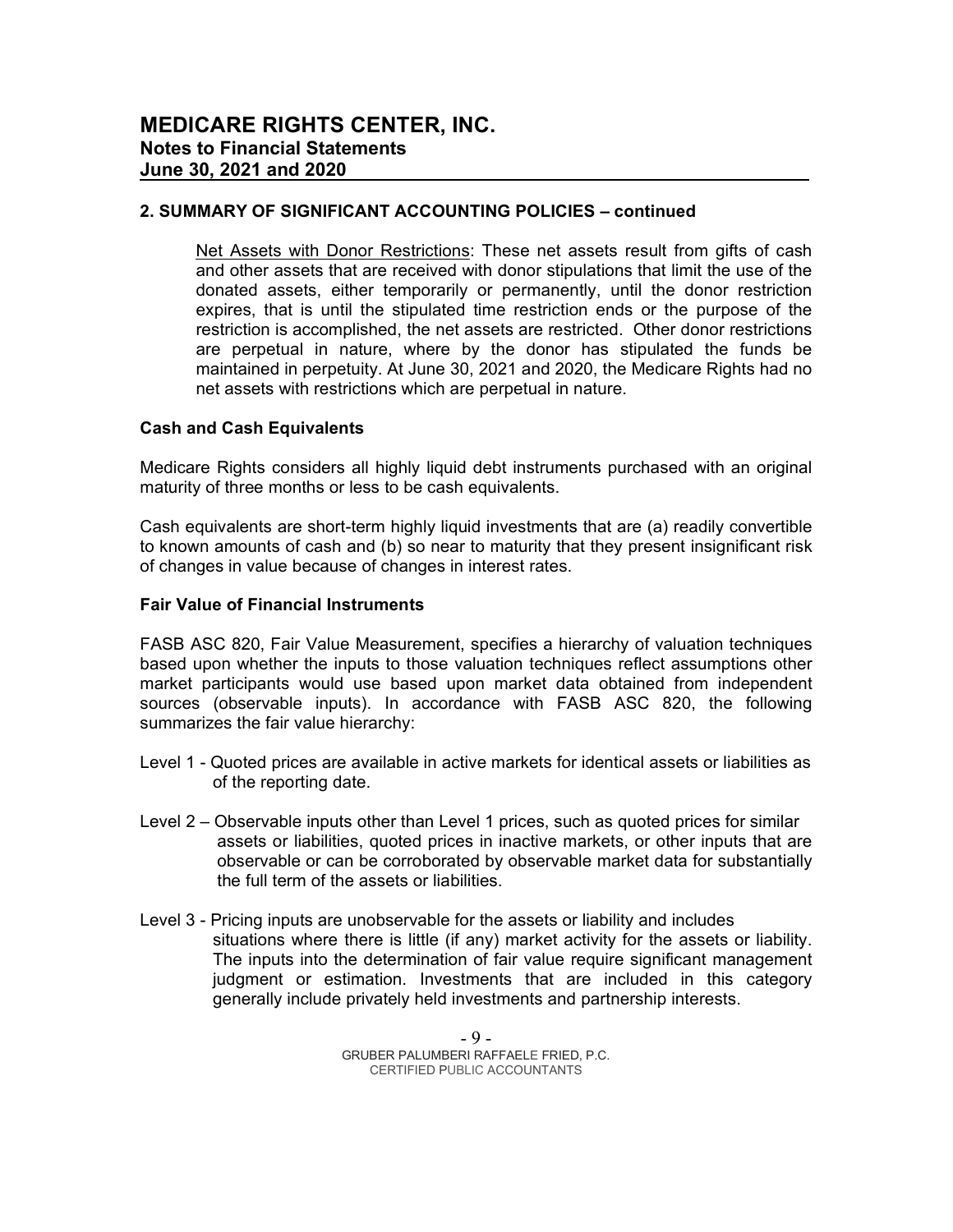## 2. SUMMARY OF SIGNIFICANT ACCOUNTING POLICIES – continued

Net Assets with Donor Restrictions: These net assets result from gifts of cash and other assets that are received with donor stipulations that limit the use of the donated assets, either temporarily or permanently, until the donor restriction expires, that is until the stipulated time restriction ends or the purpose of the restriction is accomplished, the net assets are restricted. Other donor restrictions are perpetual in nature, where by the donor has stipulated the funds be maintained in perpetuity. At June 30, 2021 and 2020, the Medicare Rights had no net assets with restrictions which are perpetual in nature.

### Cash and Cash Equivalents

Medicare Rights considers all highly liquid debt instruments purchased with an original maturity of three months or less to be cash equivalents.

Cash equivalents are short-term highly liquid investments that are (a) readily convertible to known amounts of cash and (b) so near to maturity that they present insignificant risk of changes in value because of changes in interest rates.

### Fair Value of Financial Instruments

FASB ASC 820, Fair Value Measurement, specifies a hierarchy of valuation techniques based upon whether the inputs to those valuation techniques reflect assumptions other market participants would use based upon market data obtained from independent sources (observable inputs). In accordance with FASB ASC 820, the following summarizes the fair value hierarchy:

Level 1 - Quoted prices are available in active markets for identical assets or liabilities as of the reporting date.

Level 2 – Observable inputs other than Level 1 prices, such as quoted prices for similar assets or liabilities, quoted prices in inactive markets, or other inputs that are observable or can be corroborated by observable market data for substantially the full term of the assets or liabilities.

Level 3 - Pricing inputs are unobservable for the assets or liability and includes situations where there is little (if any) market activity for the assets or liability. The inputs into the determination of fair value require significant management judgment or estimation. Investments that are included in this category generally include privately held investments and partnership interests.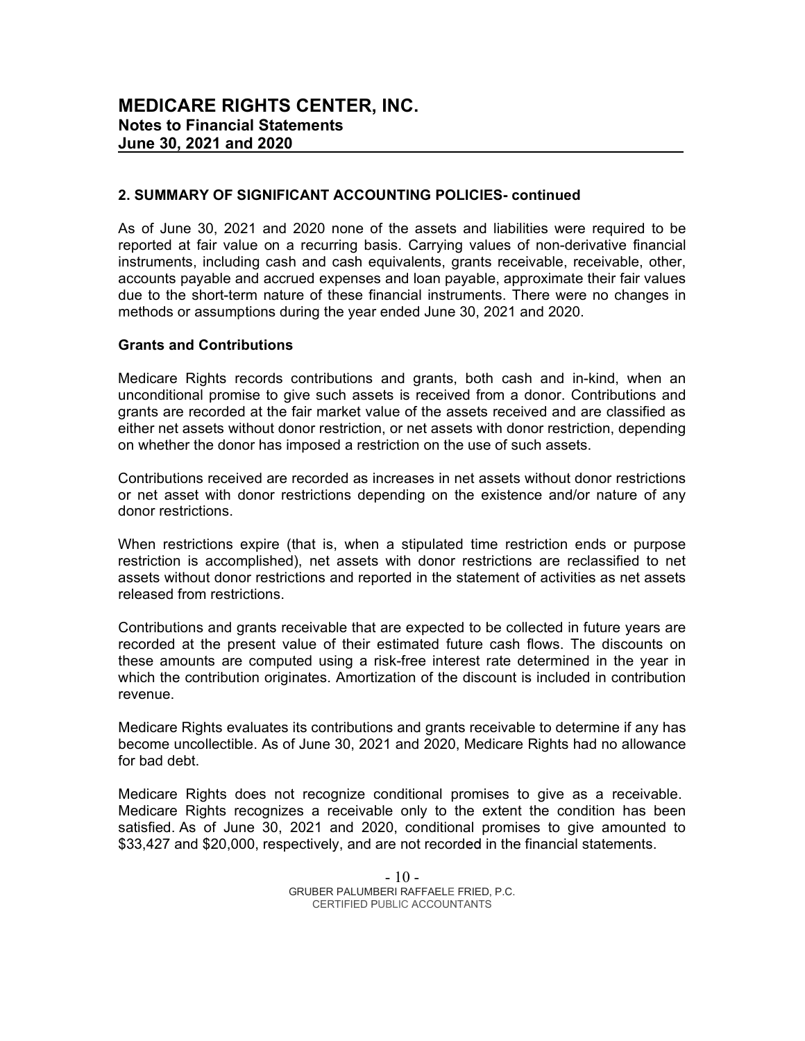## 2. SUMMARY OF SIGNIFICANT ACCOUNTING POLICIES- continued

As of June 30, 2021 and 2020 none of the assets and liabilities were required to be reported at fair value on a recurring basis. Carrying values of non-derivative financial instruments, including cash and cash equivalents, grants receivable, receivable, other, accounts payable and accrued expenses and loan payable, approximate their fair values due to the short-term nature of these financial instruments. There were no changes in methods or assumptions during the year ended June 30, 2021 and 2020.

### Grants and Contributions

Medicare Rights records contributions and grants, both cash and in-kind, when an unconditional promise to give such assets is received from a donor. Contributions and grants are recorded at the fair market value of the assets received and are classified as either net assets without donor restriction, or net assets with donor restriction, depending on whether the donor has imposed a restriction on the use of such assets.

Contributions received are recorded as increases in net assets without donor restrictions or net asset with donor restrictions depending on the existence and/or nature of any donor restrictions.

When restrictions expire (that is, when a stipulated time restriction ends or purpose restriction is accomplished), net assets with donor restrictions are reclassified to net assets without donor restrictions and reported in the statement of activities as net assets released from restrictions.

Contributions and grants receivable that are expected to be collected in future years are recorded at the present value of their estimated future cash flows. The discounts on these amounts are computed using a risk-free interest rate determined in the year in which the contribution originates. Amortization of the discount is included in contribution revenue.

Medicare Rights evaluates its contributions and grants receivable to determine if any has become uncollectible. As of June 30, 2021 and 2020, Medicare Rights had no allowance for bad debt.

Medicare Rights does not recognize conditional promises to give as a receivable. Medicare Rights recognizes a receivable only to the extent the condition has been satisfied. As of June 30, 2021 and 2020, conditional promises to give amounted to $33,427 and $20,000, respectively, and are not recorded in the financial statements.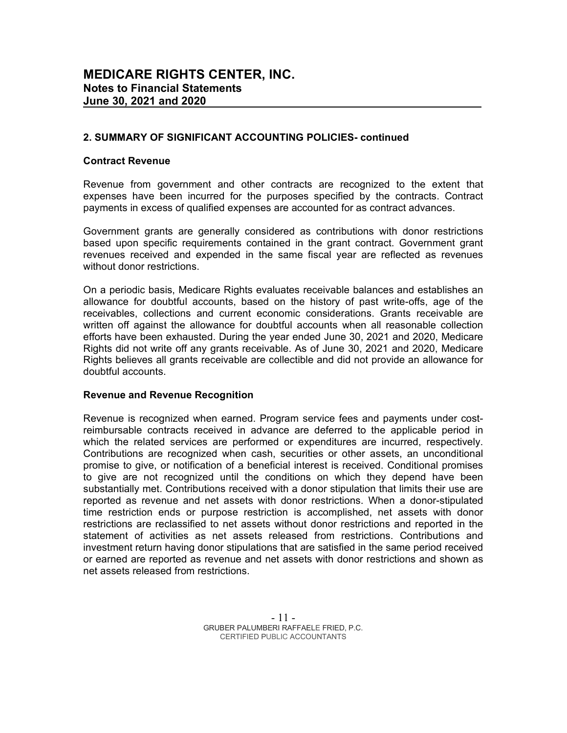## 2. SUMMARY OF SIGNIFICANT ACCOUNTING POLICIES- continued

### Contract Revenue

Revenue from government and other contracts are recognized to the extent that expenses have been incurred for the purposes specified by the contracts. Contract payments in excess of qualified expenses are accounted for as contract advances.

Government grants are generally considered as contributions with donor restrictions based upon specific requirements contained in the grant contract. Government grant revenues received and expended in the same fiscal year are reflected as revenues without donor restrictions.

On a periodic basis, Medicare Rights evaluates receivable balances and establishes an allowance for doubtful accounts, based on the history of past write-offs, age of the receivables, collections and current economic considerations. Grants receivable are written off against the allowance for doubtful accounts when all reasonable collection efforts have been exhausted. During the year ended June 30, 2021 and 2020, Medicare Rights did not write off any grants receivable. As of June 30, 2021 and 2020, Medicare Rights believes all grants receivable are collectible and did not provide an allowance for doubtful accounts.

### Revenue and Revenue Recognition

Revenue is recognized when earned. Program service fees and payments under cost-reimbursable contracts received in advance are deferred to the applicable period in which the related services are performed or expenditures are incurred, respectively. Contributions are recognized when cash, securities or other assets, an unconditional promise to give, or notification of a beneficial interest is received. Conditional promises to give are not recognized until the conditions on which they depend have been substantially met. Contributions received with a donor stipulation that limits their use are reported as revenue and net assets with donor restrictions. When a donor-stipulated time restriction ends or purpose restriction is accomplished, net assets with donor restrictions are reclassified to net assets without donor restrictions and reported in the statement of activities as net assets released from restrictions. Contributions and investment return having donor stipulations that are satisfied in the same period received or earned are reported as revenue and net assets with donor restrictions and shown as net assets released from restrictions.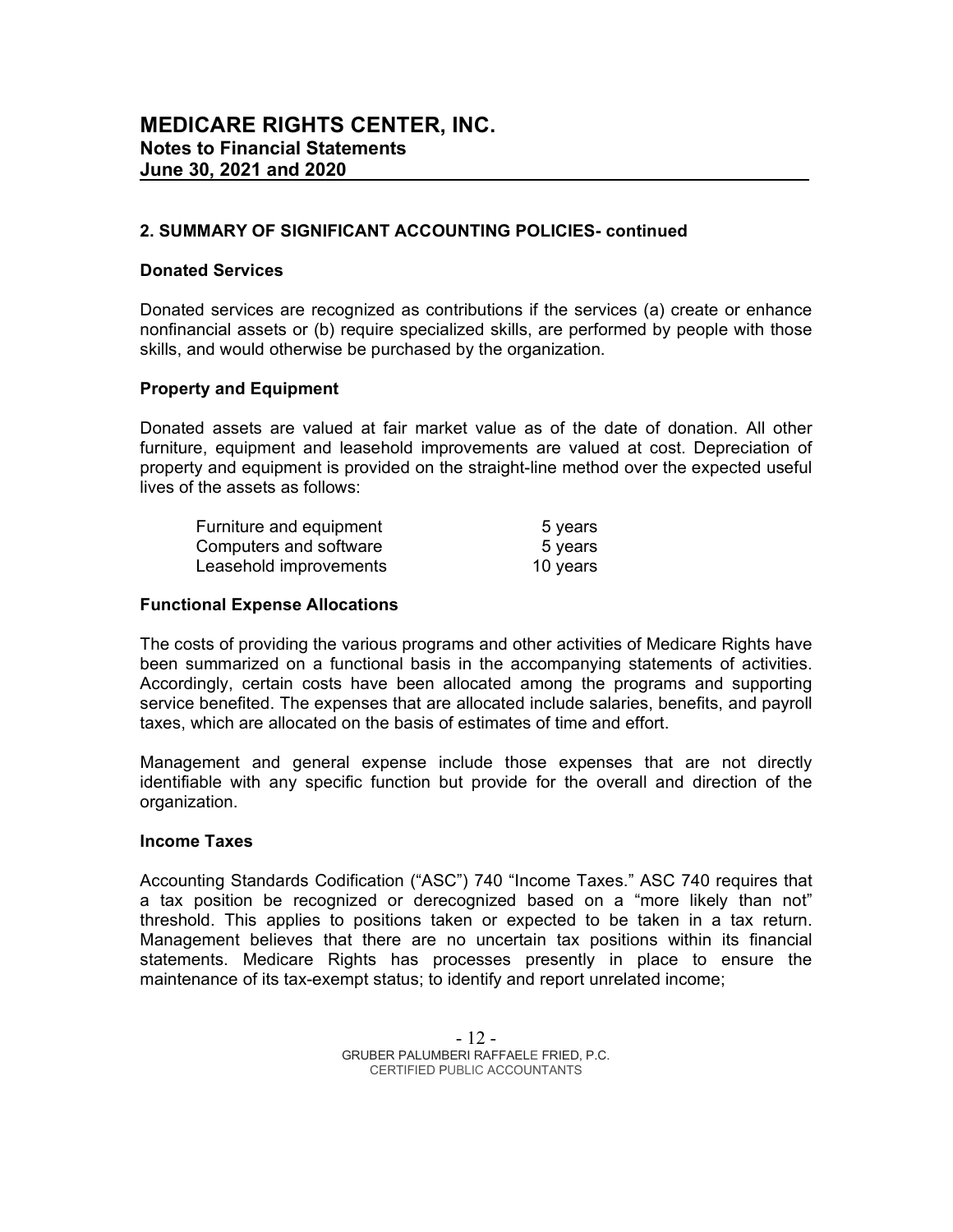# MEDICARE RIGHTS CENTER, INC.
## Notes to Financial Statements
## June 30, 2021 and 2020

### 2. SUMMARY OF SIGNIFICANT ACCOUNTING POLICIES- continued

**Donated Services**

Donated services are recognized as contributions if the services (a) create or enhance nonfinancial assets or (b) require specialized skills, are performed by people with those skills, and would otherwise be purchased by the organization.

**Property and Equipment**

Donated assets are valued at fair market value as of the date of donation. All other furniture, equipment and leasehold improvements are valued at cost. Depreciation of property and equipment is provided on the straight-line method over the expected useful lives of the assets as follows:

| | |
|---|---|
| Furniture and equipment | 5 years |
| Computers and software | 5 years |
| Leasehold improvements | 10 years |

**Functional Expense Allocations**

The costs of providing the various programs and other activities of Medicare Rights have been summarized on a functional basis in the accompanying statements of activities. Accordingly, certain costs have been allocated among the programs and supporting service benefited. The expenses that are allocated include salaries, benefits, and payroll taxes, which are allocated on the basis of estimates of time and effort.

Management and general expense include those expenses that are not directly identifiable with any specific function but provide for the overall and direction of the organization.

**Income Taxes**

Accounting Standards Codification ("ASC") 740 "Income Taxes." ASC 740 requires that a tax position be recognized or derecognized based on a "more likely than not" threshold. This applies to positions taken or expected to be taken in a tax return. Management believes that there are no uncertain tax positions within its financial statements. Medicare Rights has processes presently in place to ensure the maintenance of its tax-exempt status; to identify and report unrelated income;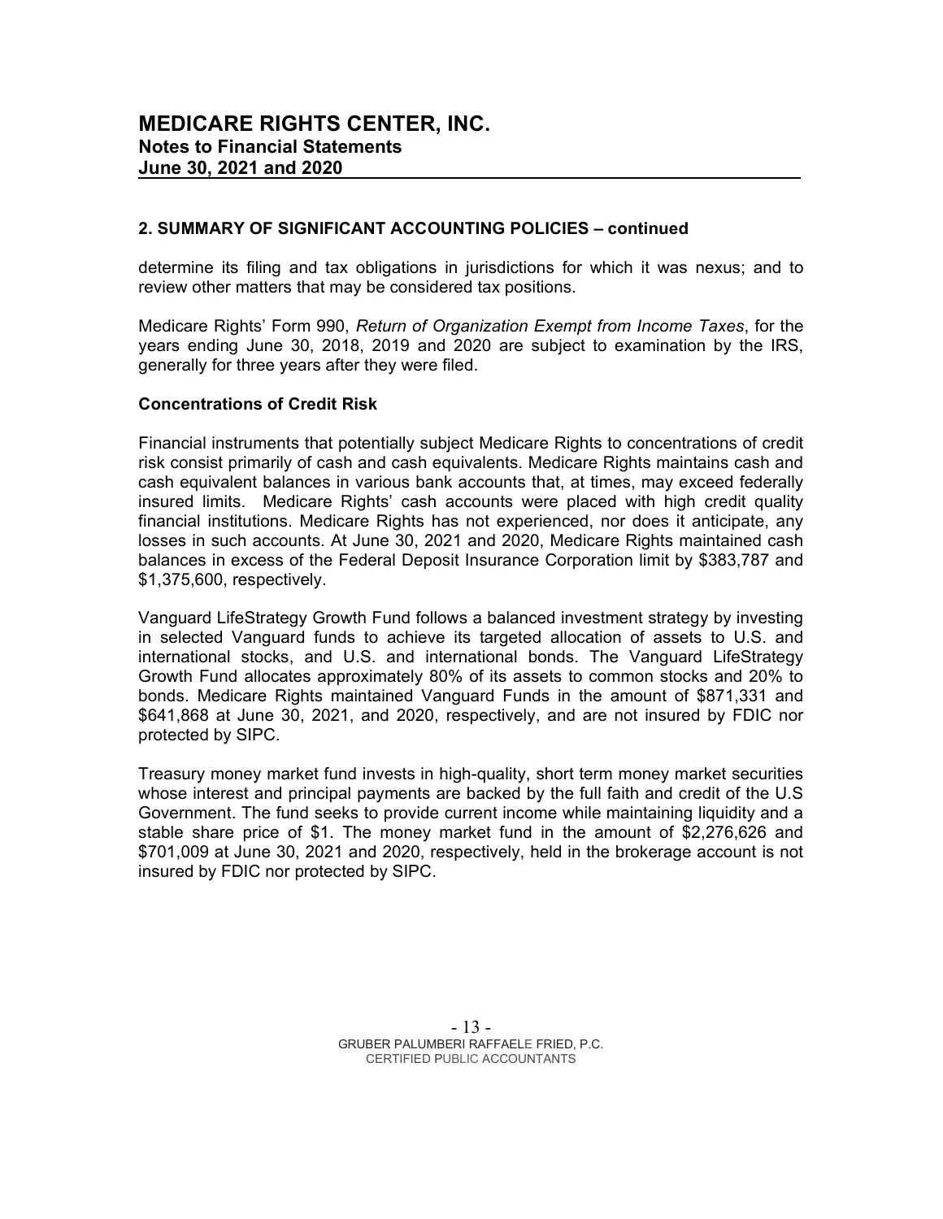## 2. SUMMARY OF SIGNIFICANT ACCOUNTING POLICIES – continued

determine its filing and tax obligations in jurisdictions for which it was nexus; and to review other matters that may be considered tax positions.

Medicare Rights' Form 990, *Return of Organization Exempt from Income Taxes*, for the years ending June 30, 2018, 2019 and 2020 are subject to examination by the IRS, generally for three years after they were filed.

### Concentrations of Credit Risk

Financial instruments that potentially subject Medicare Rights to concentrations of credit risk consist primarily of cash and cash equivalents. Medicare Rights maintains cash and cash equivalent balances in various bank accounts that, at times, may exceed federally insured limits. Medicare Rights' cash accounts were placed with high credit quality financial institutions. Medicare Rights has not experienced, nor does it anticipate, any losses in such accounts. At June 30, 2021 and 2020, Medicare Rights maintained cash balances in excess of the Federal Deposit Insurance Corporation limit by $383,787 and $1,375,600, respectively.

Vanguard LifeStrategy Growth Fund follows a balanced investment strategy by investing in selected Vanguard funds to achieve its targeted allocation of assets to U.S. and international stocks, and U.S. and international bonds. The Vanguard LifeStrategy Growth Fund allocates approximately 80% of its assets to common stocks and 20% to bonds. Medicare Rights maintained Vanguard Funds in the amount of $871,331 and $641,868 at June 30, 2021, and 2020, respectively, and are not insured by FDIC nor protected by SIPC.

Treasury money market fund invests in high-quality, short term money market securities whose interest and principal payments are backed by the full faith and credit of the U.S Government. The fund seeks to provide current income while maintaining liquidity and a stable share price of $1. The money market fund in the amount of $2,276,626 and $701,009 at June 30, 2021 and 2020, respectively, held in the brokerage account is not insured by FDIC nor protected by SIPC.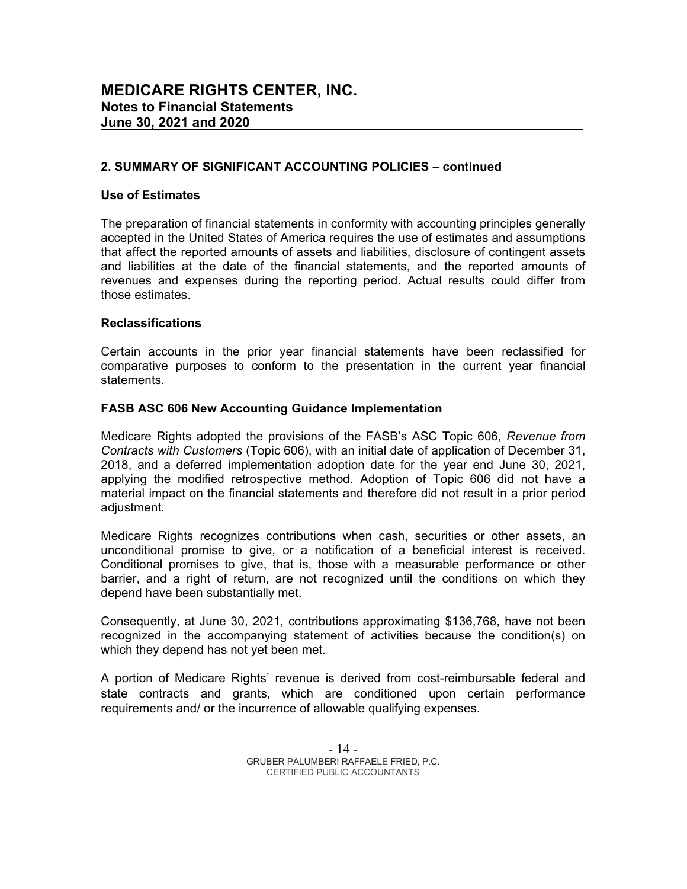## 2. SUMMARY OF SIGNIFICANT ACCOUNTING POLICIES – continued

### Use of Estimates

The preparation of financial statements in conformity with accounting principles generally accepted in the United States of America requires the use of estimates and assumptions that affect the reported amounts of assets and liabilities, disclosure of contingent assets and liabilities at the date of the financial statements, and the reported amounts of revenues and expenses during the reporting period. Actual results could differ from those estimates.

### Reclassifications

Certain accounts in the prior year financial statements have been reclassified for comparative purposes to conform to the presentation in the current year financial statements.

### FASB ASC 606 New Accounting Guidance Implementation

Medicare Rights adopted the provisions of the FASB's ASC Topic 606, *Revenue from Contracts with Customers* (Topic 606), with an initial date of application of December 31, 2018, and a deferred implementation adoption date for the year end June 30, 2021, applying the modified retrospective method. Adoption of Topic 606 did not have a material impact on the financial statements and therefore did not result in a prior period adjustment.

Medicare Rights recognizes contributions when cash, securities or other assets, an unconditional promise to give, or a notification of a beneficial interest is received. Conditional promises to give, that is, those with a measurable performance or other barrier, and a right of return, are not recognized until the conditions on which they depend have been substantially met.

Consequently, at June 30, 2021, contributions approximating $136,768, have not been recognized in the accompanying statement of activities because the condition(s) on which they depend has not yet been met.

A portion of Medicare Rights' revenue is derived from cost-reimbursable federal and state contracts and grants, which are conditioned upon certain performance requirements and/ or the incurrence of allowable qualifying expenses.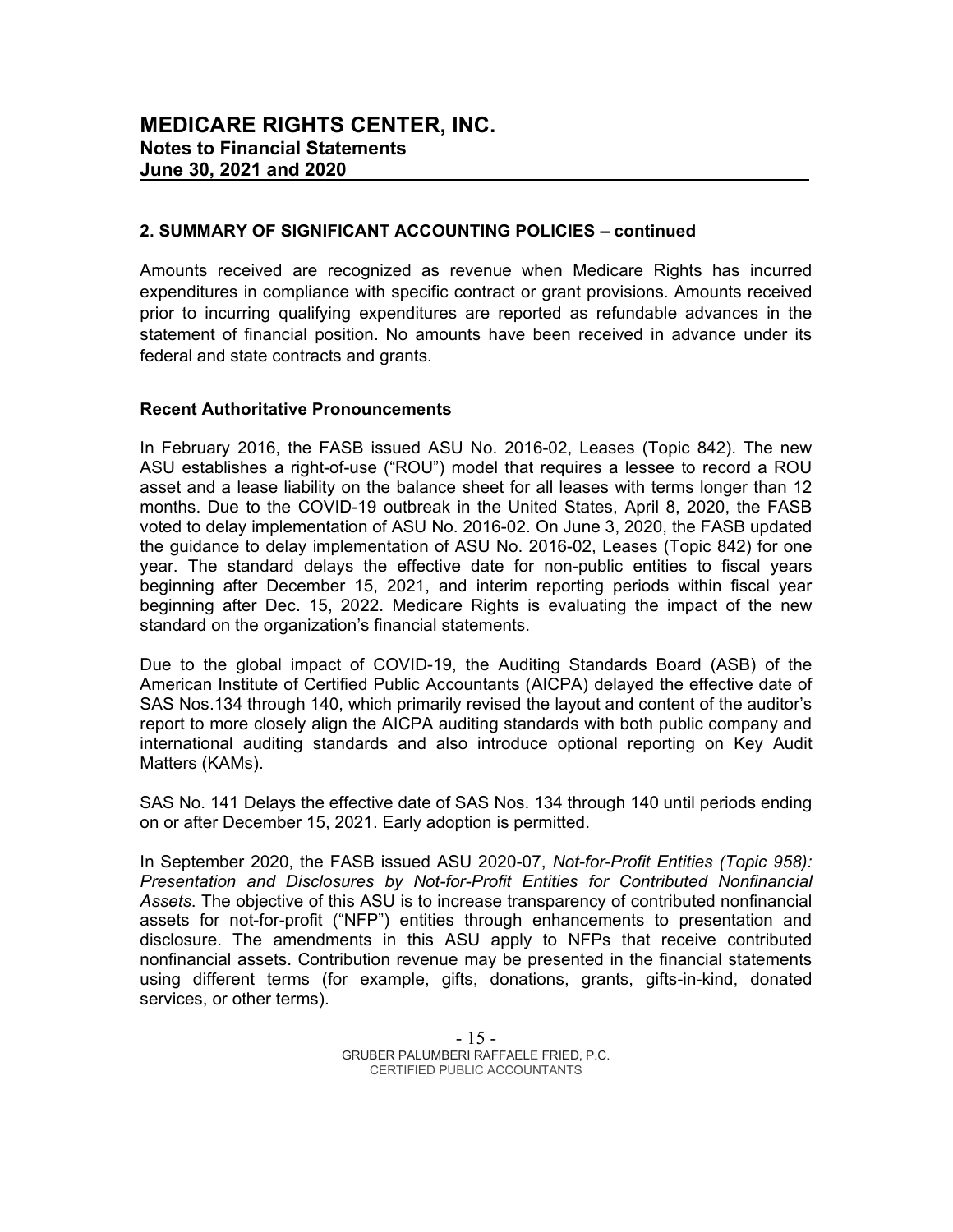## 2. SUMMARY OF SIGNIFICANT ACCOUNTING POLICIES – continued

Amounts received are recognized as revenue when Medicare Rights has incurred expenditures in compliance with specific contract or grant provisions. Amounts received prior to incurring qualifying expenditures are reported as refundable advances in the statement of financial position. No amounts have been received in advance under its federal and state contracts and grants.

### Recent Authoritative Pronouncements

In February 2016, the FASB issued ASU No. 2016-02, Leases (Topic 842). The new ASU establishes a right-of-use ("ROU") model that requires a lessee to record a ROU asset and a lease liability on the balance sheet for all leases with terms longer than 12 months. Due to the COVID-19 outbreak in the United States, April 8, 2020, the FASB voted to delay implementation of ASU No. 2016-02. On June 3, 2020, the FASB updated the guidance to delay implementation of ASU No. 2016-02, Leases (Topic 842) for one year. The standard delays the effective date for non-public entities to fiscal years beginning after December 15, 2021, and interim reporting periods within fiscal year beginning after Dec. 15, 2022. Medicare Rights is evaluating the impact of the new standard on the organization's financial statements.

Due to the global impact of COVID-19, the Auditing Standards Board (ASB) of the American Institute of Certified Public Accountants (AICPA) delayed the effective date of SAS Nos.134 through 140, which primarily revised the layout and content of the auditor's report to more closely align the AICPA auditing standards with both public company and international auditing standards and also introduce optional reporting on Key Audit Matters (KAMs).

SAS No. 141 Delays the effective date of SAS Nos. 134 through 140 until periods ending on or after December 15, 2021. Early adoption is permitted.

In September 2020, the FASB issued ASU 2020-07, *Not-for-Profit Entities (Topic 958): Presentation and Disclosures by Not-for-Profit Entities for Contributed Nonfinancial Assets*. The objective of this ASU is to increase transparency of contributed nonfinancial assets for not-for-profit ("NFP") entities through enhancements to presentation and disclosure. The amendments in this ASU apply to NFPs that receive contributed nonfinancial assets. Contribution revenue may be presented in the financial statements using different terms (for example, gifts, donations, grants, gifts-in-kind, donated services, or other terms).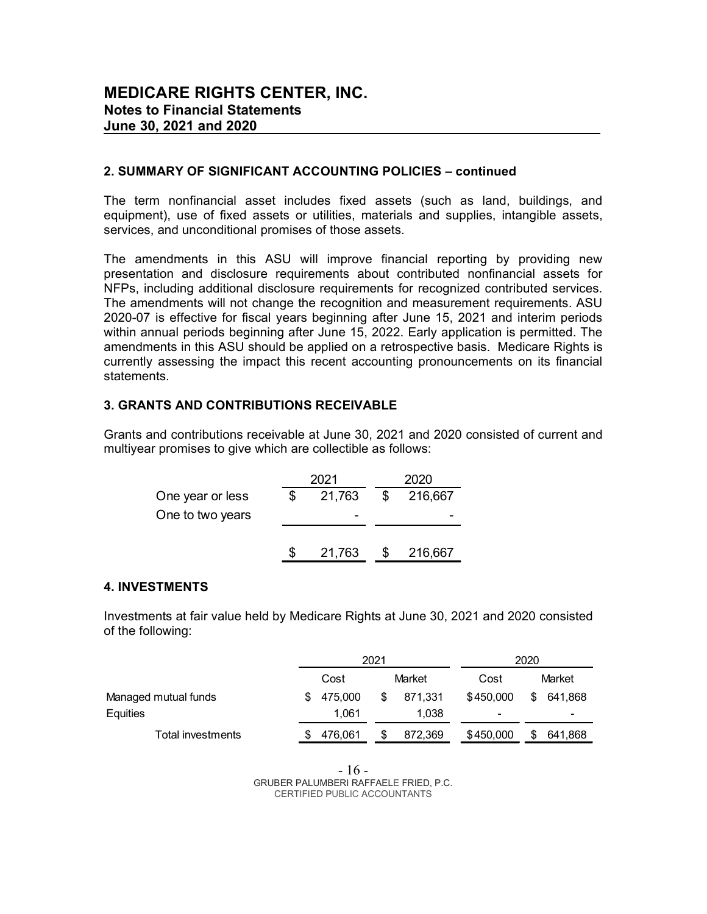# MEDICARE RIGHTS CENTER, INC.
## Notes to Financial Statements
## June 30, 2021 and 2020

### 2. SUMMARY OF SIGNIFICANT ACCOUNTING POLICIES – continued

The term nonfinancial asset includes fixed assets (such as land, buildings, and equipment), use of fixed assets or utilities, materials and supplies, intangible assets, services, and unconditional promises of those assets.

The amendments in this ASU will improve financial reporting by providing new presentation and disclosure requirements about contributed nonfinancial assets for NFPs, including additional disclosure requirements for recognized contributed services. The amendments will not change the recognition and measurement requirements. ASU 2020-07 is effective for fiscal years beginning after June 15, 2021 and interim periods within annual periods beginning after June 15, 2022. Early application is permitted. The amendments in this ASU should be applied on a retrospective basis. Medicare Rights is currently assessing the impact this recent accounting pronouncements on its financial statements.

### 3. GRANTS AND CONTRIBUTIONS RECEIVABLE

Grants and contributions receivable at June 30, 2021 and 2020 consisted of current and multiyear promises to give which are collectible as follows:

| | 2021 | 2020 |
|---|---|---|
| One year or less | $ 21,763 | $ 216,667 |
| One to two years | - | - |
| | $ 21,763 | $ 216,667 |

### 4. INVESTMENTS

Investments at fair value held by Medicare Rights at June 30, 2021 and 2020 consisted of the following:

| | 2021 | | 2020 | |
|---|---|---|---|---|
| | Cost | Market | Cost | Market |
| Managed mutual funds | $ 475,000 | $ 871,331 | $450,000 | $ 641,868 |
| Equities | 1,061 | 1,038 | - | - |
| Total investments | $ 476,061 | $ 872,369 | $450,000 | $ 641,868 |

GRUBER PALUMBERI RAFFAELE FRIED, P.C.
CERTIFIED PUBLIC ACCOUNTANTS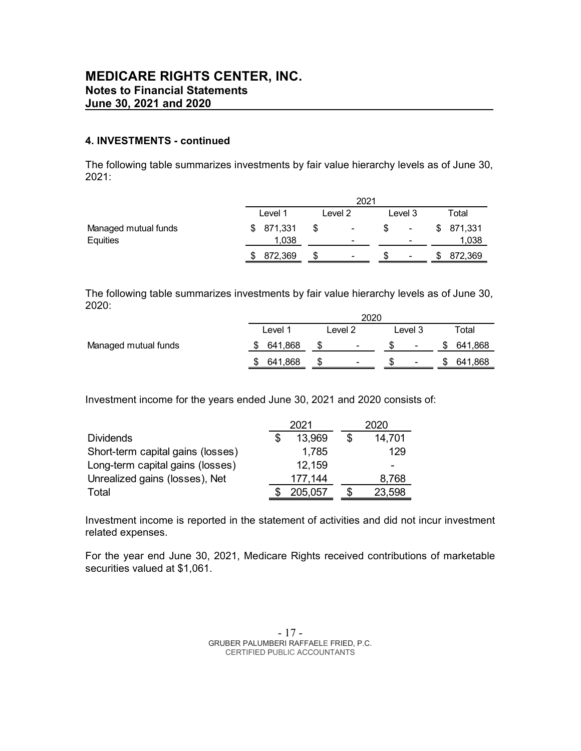# MEDICARE RIGHTS CENTER, INC.
## Notes to Financial Statements
## June 30, 2021 and 2020

### 4. INVESTMENTS - continued

The following table summarizes investments by fair value hierarchy levels as of June 30, 2021:

| | 2021 | | | |
|---|---|---|---|---|
| | Level 1 | Level 2 | Level 3 | Total |
| Managed mutual funds | $ 871,331 | $ - | $ - | $ 871,331 |
| Equities | 1,038 | - | - | 1,038 |
| | $ 872,369 | $ - | $ - | $ 872,369 |

The following table summarizes investments by fair value hierarchy levels as of June 30, 2020:

| | 2020 | | | |
|---|---|---|---|---|
| | Level 1 | Level 2 | Level 3 | Total |
| Managed mutual funds | $ 641,868 | $ - | $ - | $ 641,868 |
| | $ 641,868 | $ - | $ - | $ 641,868 |

Investment income for the years ended June 30, 2021 and 2020 consists of:

| | 2021 | 2020 |
|---|---|---|
| Dividends | $ 13,969 | $ 14,701 |
| Short-term capital gains (losses) | 1,785 | 129 |
| Long-term capital gains (losses) | 12,159 | - |
| Unrealized gains (losses), Net | 177,144 | 8,768 |
| Total | $ 205,057 | $ 23,598 |

Investment income is reported in the statement of activities and did not incur investment related expenses.

For the year end June 30, 2021, Medicare Rights received contributions of marketable securities valued at $1,061.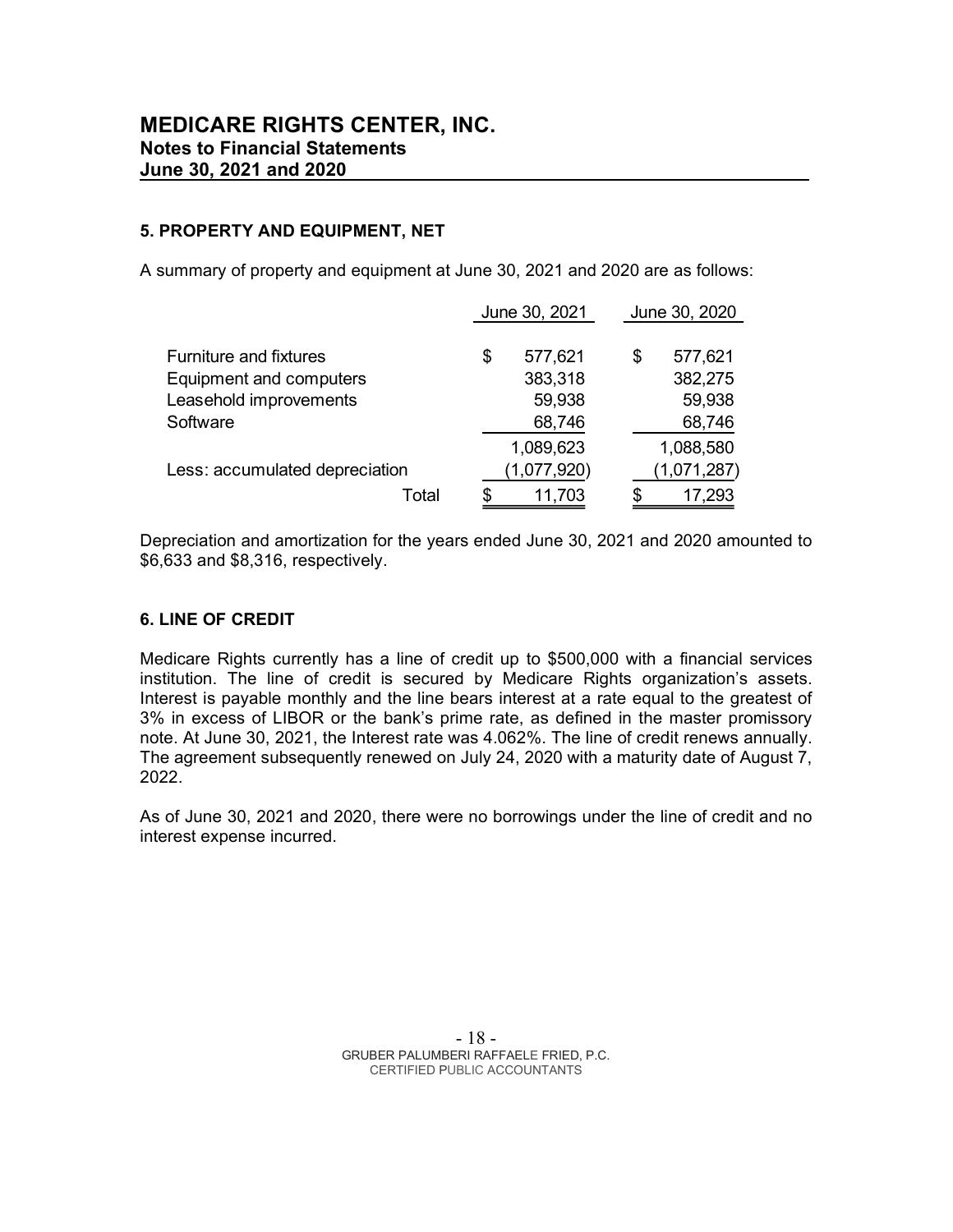# MEDICARE RIGHTS CENTER, INC.
## Notes to Financial Statements
## June 30, 2021 and 2020

### 5. PROPERTY AND EQUIPMENT, NET

A summary of property and equipment at June 30, 2021 and 2020 are as follows:

| | June 30, 2021 | June 30, 2020 |
|---|---|---|
| Furniture and fixtures | $ 577,621 | $ 577,621 |
| Equipment and computers | 383,318 | 382,275 |
| Leasehold improvements | 59,938 | 59,938 |
| Software | 68,746 | 68,746 |
| | 1,089,623 | 1,088,580 |
| Less: accumulated depreciation | (1,077,920) | (1,071,287) |
| Total | $ 11,703 | $ 17,293 |

Depreciation and amortization for the years ended June 30, 2021 and 2020 amounted to $6,633 and $8,316, respectively.

### 6. LINE OF CREDIT

Medicare Rights currently has a line of credit up to $500,000 with a financial services institution. The line of credit is secured by Medicare Rights organization's assets. Interest is payable monthly and the line bears interest at a rate equal to the greatest of 3% in excess of LIBOR or the bank's prime rate, as defined in the master promissory note. At June 30, 2021, the Interest rate was 4.062%. The line of credit renews annually. The agreement subsequently renewed on July 24, 2020 with a maturity date of August 7, 2022.

As of June 30, 2021 and 2020, there were no borrowings under the line of credit and no interest expense incurred.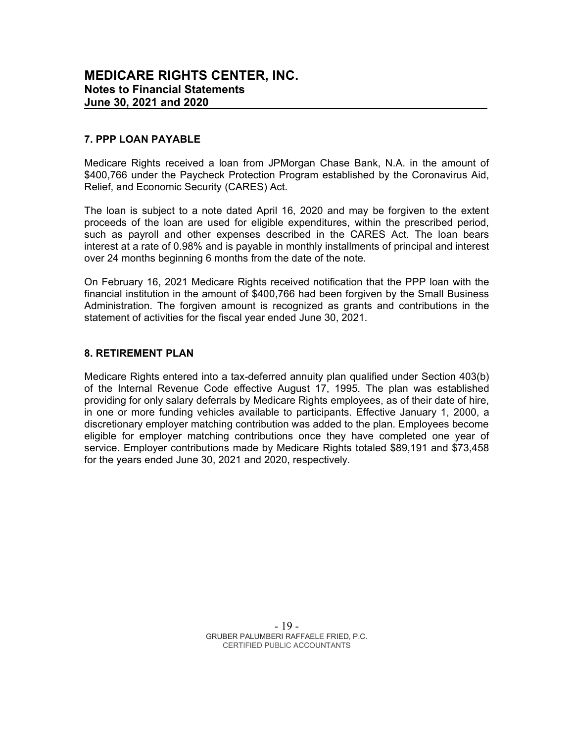## 7. PPP LOAN PAYABLE

Medicare Rights received a loan from JPMorgan Chase Bank, N.A. in the amount of $400,766 under the Paycheck Protection Program established by the Coronavirus Aid, Relief, and Economic Security (CARES) Act.

The loan is subject to a note dated April 16, 2020 and may be forgiven to the extent proceeds of the loan are used for eligible expenditures, within the prescribed period, such as payroll and other expenses described in the CARES Act. The loan bears interest at a rate of 0.98% and is payable in monthly installments of principal and interest over 24 months beginning 6 months from the date of the note.

On February 16, 2021 Medicare Rights received notification that the PPP loan with the financial institution in the amount of $400,766 had been forgiven by the Small Business Administration. The forgiven amount is recognized as grants and contributions in the statement of activities for the fiscal year ended June 30, 2021.

## 8. RETIREMENT PLAN

Medicare Rights entered into a tax-deferred annuity plan qualified under Section 403(b) of the Internal Revenue Code effective August 17, 1995. The plan was established providing for only salary deferrals by Medicare Rights employees, as of their date of hire, in one or more funding vehicles available to participants. Effective January 1, 2000, a discretionary employer matching contribution was added to the plan. Employees become eligible for employer matching contributions once they have completed one year of service. Employer contributions made by Medicare Rights totaled $89,191 and $73,458 for the years ended June 30, 2021 and 2020, respectively.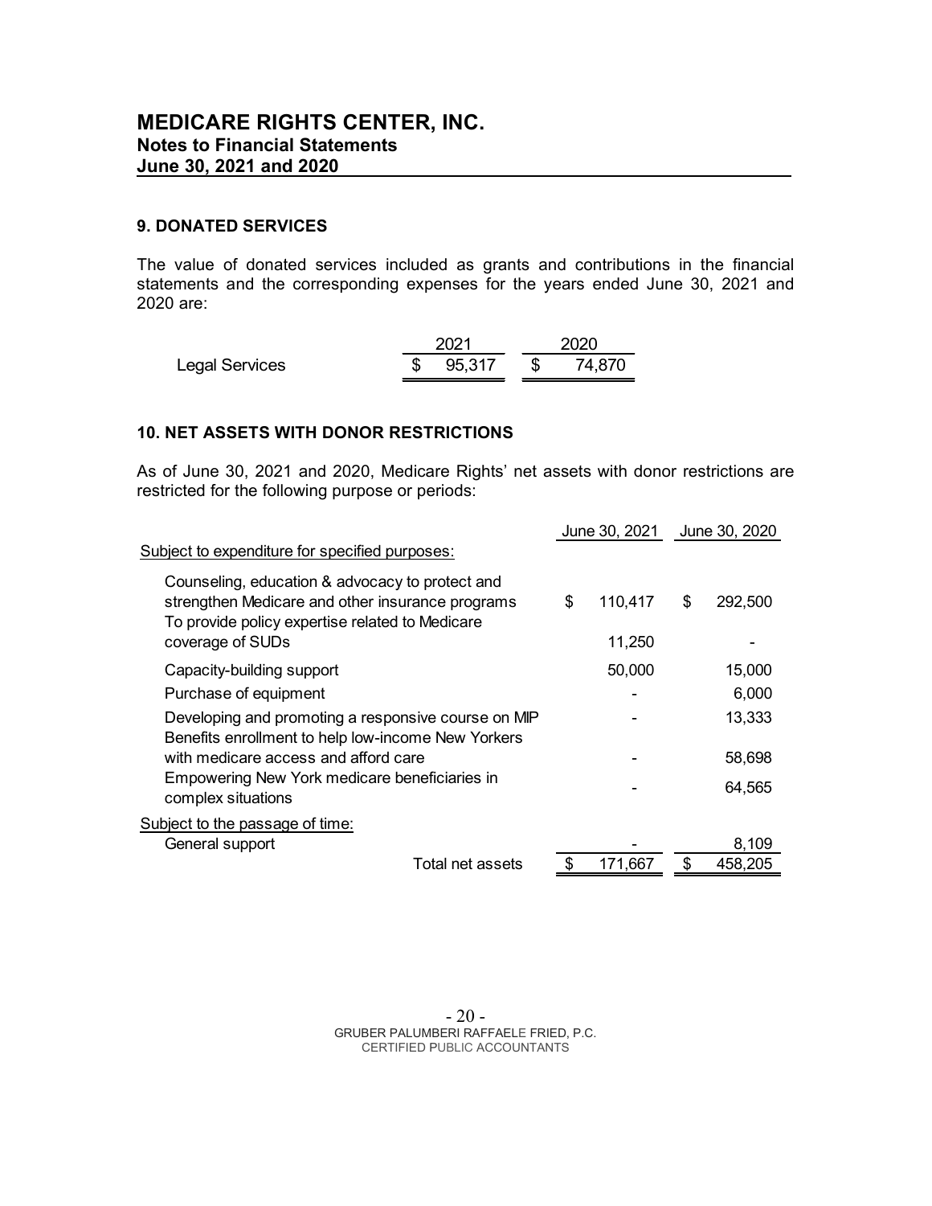## 9. DONATED SERVICES

The value of donated services included as grants and contributions in the financial statements and the corresponding expenses for the years ended June 30, 2021 and 2020 are:

| | 2021 | 2020 |
|---|---|---|
| Legal Services | $ 95,317 | $ 74,870 |

## 10. NET ASSETS WITH DONOR RESTRICTIONS

As of June 30, 2021 and 2020, Medicare Rights' net assets with donor restrictions are restricted for the following purpose or periods:

| | June 30, 2021 | June 30, 2020 |
|---|---|---|
| Subject to expenditure for specified purposes: | | |
| Counseling, education & advocacy to protect and strengthen Medicare and other insurance programs | $ 110,417 | $ 292,500 |
| To provide policy expertise related to Medicare coverage of SUDs | 11,250 | - |
| Capacity-building support | 50,000 | 15,000 |
| Purchase of equipment | - | 6,000 |
| Developing and promoting a responsive course on MIP | - | 13,333 |
| Benefits enrollment to help low-income New Yorkers with medicare access and afford care | - | 58,698 |
| Empowering New York medicare beneficiaries in complex situations | - | 64,565 |
| Subject to the passage of time: | | |
| General support | - | 8,109 |
| Total net assets | $ 171,667 | $ 458,205 |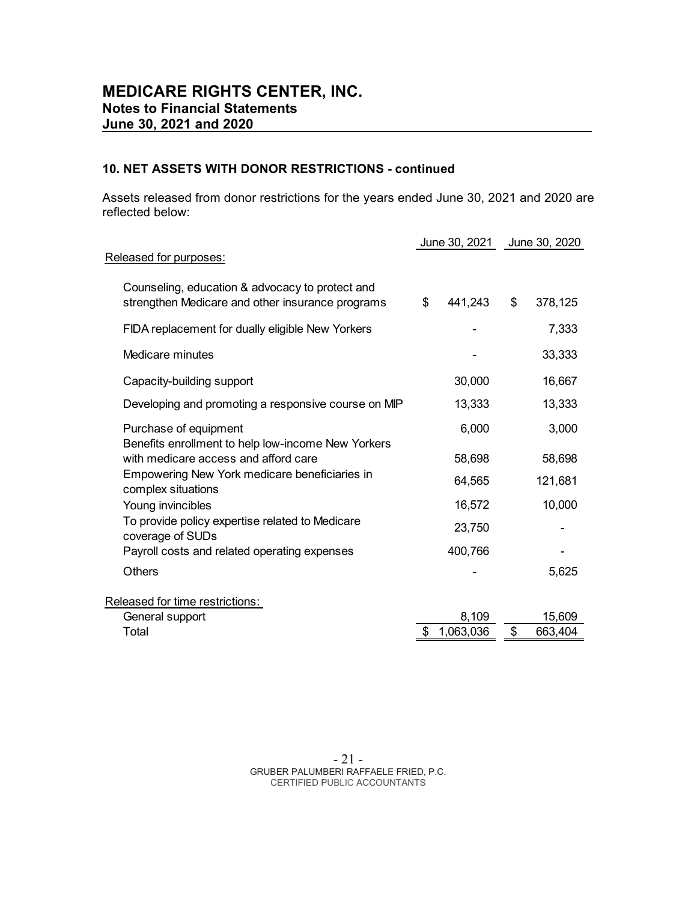# MEDICARE RIGHTS CENTER, INC.
## Notes to Financial Statements
## June 30, 2021 and 2020

### 10. NET ASSETS WITH DONOR RESTRICTIONS - continued

Assets released from donor restrictions for the years ended June 30, 2021 and 2020 are reflected below:

| | June 30, 2021 | June 30, 2020 |
|---|---|---|
| Released for purposes: | | |
| Counseling, education & advocacy to protect and strengthen Medicare and other insurance programs | $ 441,243 | $ 378,125 |
| FIDA replacement for dually eligible New Yorkers | - | 7,333 |
| Medicare minutes | - | 33,333 |
| Capacity-building support | 30,000 | 16,667 |
| Developing and promoting a responsive course on MIP | 13,333 | 13,333 |
| Purchase of equipment | 6,000 | 3,000 |
| Benefits enrollment to help low-income New Yorkers with medicare access and afford care | 58,698 | 58,698 |
| Empowering New York medicare beneficiaries in complex situations | 64,565 | 121,681 |
| Young invincibles | 16,572 | 10,000 |
| To provide policy expertise related to Medicare coverage of SUDs | 23,750 | - |
| Payroll costs and related operating expenses | 400,766 | - |
| Others | - | 5,625 |
| Released for time restrictions: | | |
| General support | 8,109 | 15,609 |
| Total | $ 1,063,036 | $ 663,404 |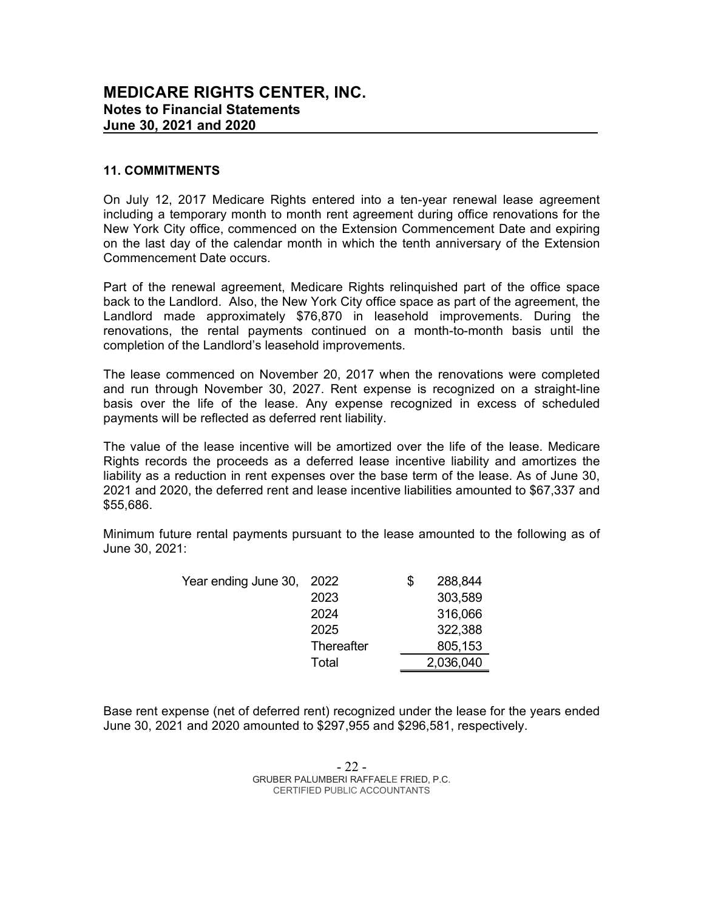## 11. COMMITMENTS

On July 12, 2017 Medicare Rights entered into a ten-year renewal lease agreement including a temporary month to month rent agreement during office renovations for the New York City office, commenced on the Extension Commencement Date and expiring on the last day of the calendar month in which the tenth anniversary of the Extension Commencement Date occurs.

Part of the renewal agreement, Medicare Rights relinquished part of the office space back to the Landlord. Also, the New York City office space as part of the agreement, the Landlord made approximately $76,870 in leasehold improvements. During the renovations, the rental payments continued on a month-to-month basis until the completion of the Landlord's leasehold improvements.

The lease commenced on November 20, 2017 when the renovations were completed and run through November 30, 2027. Rent expense is recognized on a straight-line basis over the life of the lease. Any expense recognized in excess of scheduled payments will be reflected as deferred rent liability.

The value of the lease incentive will be amortized over the life of the lease. Medicare Rights records the proceeds as a deferred lease incentive liability and amortizes the liability as a reduction in rent expenses over the base term of the lease. As of June 30, 2021 and 2020, the deferred rent and lease incentive liabilities amounted to $67,337 and $55,686.

Minimum future rental payments pursuant to the lease amounted to the following as of June 30, 2021:

| | | |
|---|---|---|
| Year ending June 30, | 2022 | $ 288,844 |
| | 2023 | 303,589 |
| | 2024 | 316,066 |
| | 2025 | 322,388 |
| | Thereafter | 805,153 |
| | Total | 2,036,040 |

Base rent expense (net of deferred rent) recognized under the lease for the years ended June 30, 2021 and 2020 amounted to $297,955 and $296,581, respectively.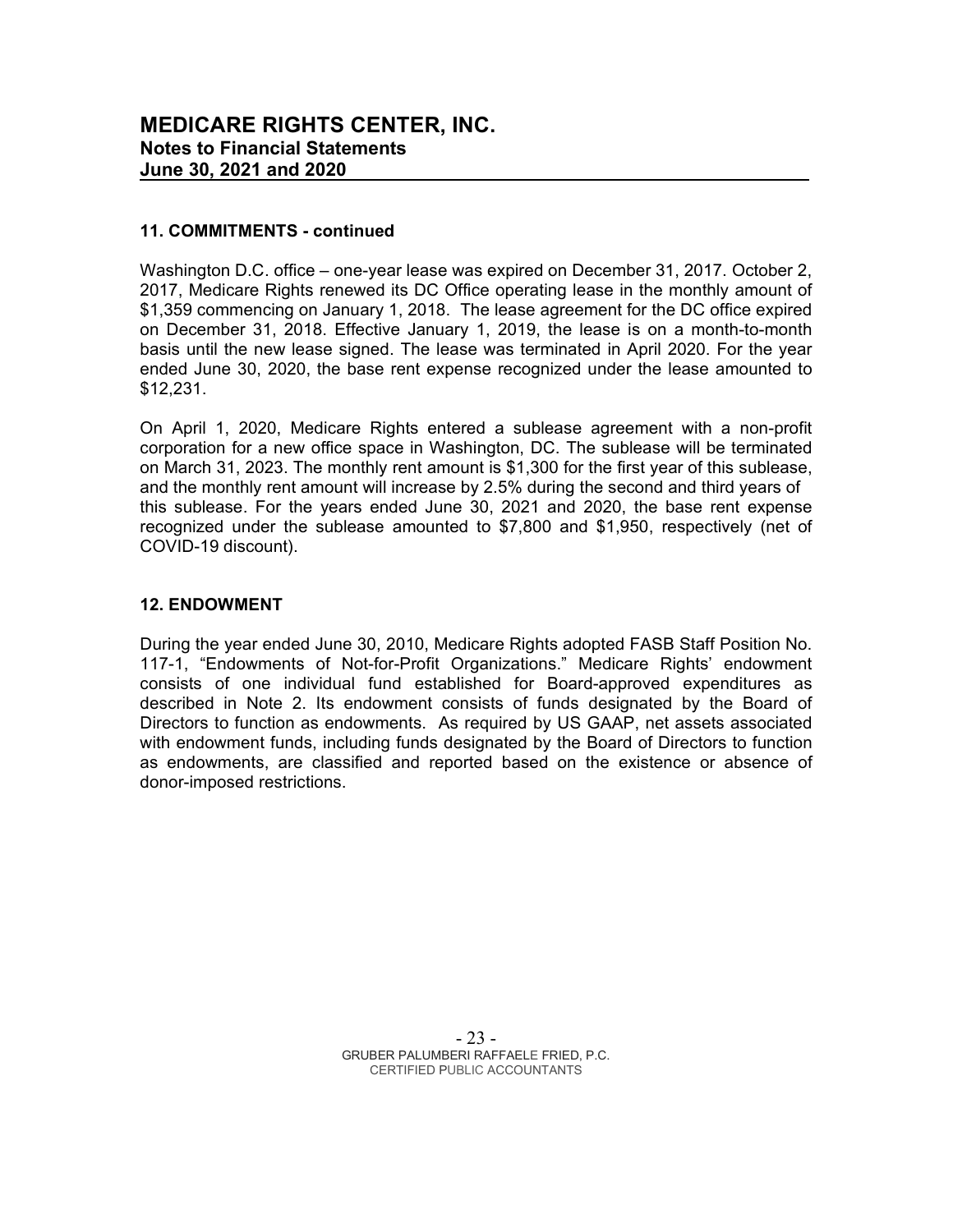### 11. COMMITMENTS - continued

Washington D.C. office – one-year lease was expired on December 31, 2017. October 2, 2017, Medicare Rights renewed its DC Office operating lease in the monthly amount of \$1,359 commencing on January 1, 2018. The lease agreement for the DC office expired on December 31, 2018. Effective January 1, 2019, the lease is on a month-to-month basis until the new lease signed. The lease was terminated in April 2020. For the year ended June 30, 2020, the base rent expense recognized under the lease amounted to \$12,231.

On April 1, 2020, Medicare Rights entered a sublease agreement with a non-profit corporation for a new office space in Washington, DC. The sublease will be terminated on March 31, 2023. The monthly rent amount is \$1,300 for the first year of this sublease, and the monthly rent amount will increase by 2.5% during the second and third years of this sublease. For the years ended June 30, 2021 and 2020, the base rent expense recognized under the sublease amounted to \$7,800 and \$1,950, respectively (net of COVID-19 discount).

### 12. ENDOWMENT

During the year ended June 30, 2010, Medicare Rights adopted FASB Staff Position No. 117-1, "Endowments of Not-for-Profit Organizations." Medicare Rights' endowment consists of one individual fund established for Board-approved expenditures as described in Note 2. Its endowment consists of funds designated by the Board of Directors to function as endowments. As required by US GAAP, net assets associated with endowment funds, including funds designated by the Board of Directors to function as endowments, are classified and reported based on the existence or absence of donor-imposed restrictions.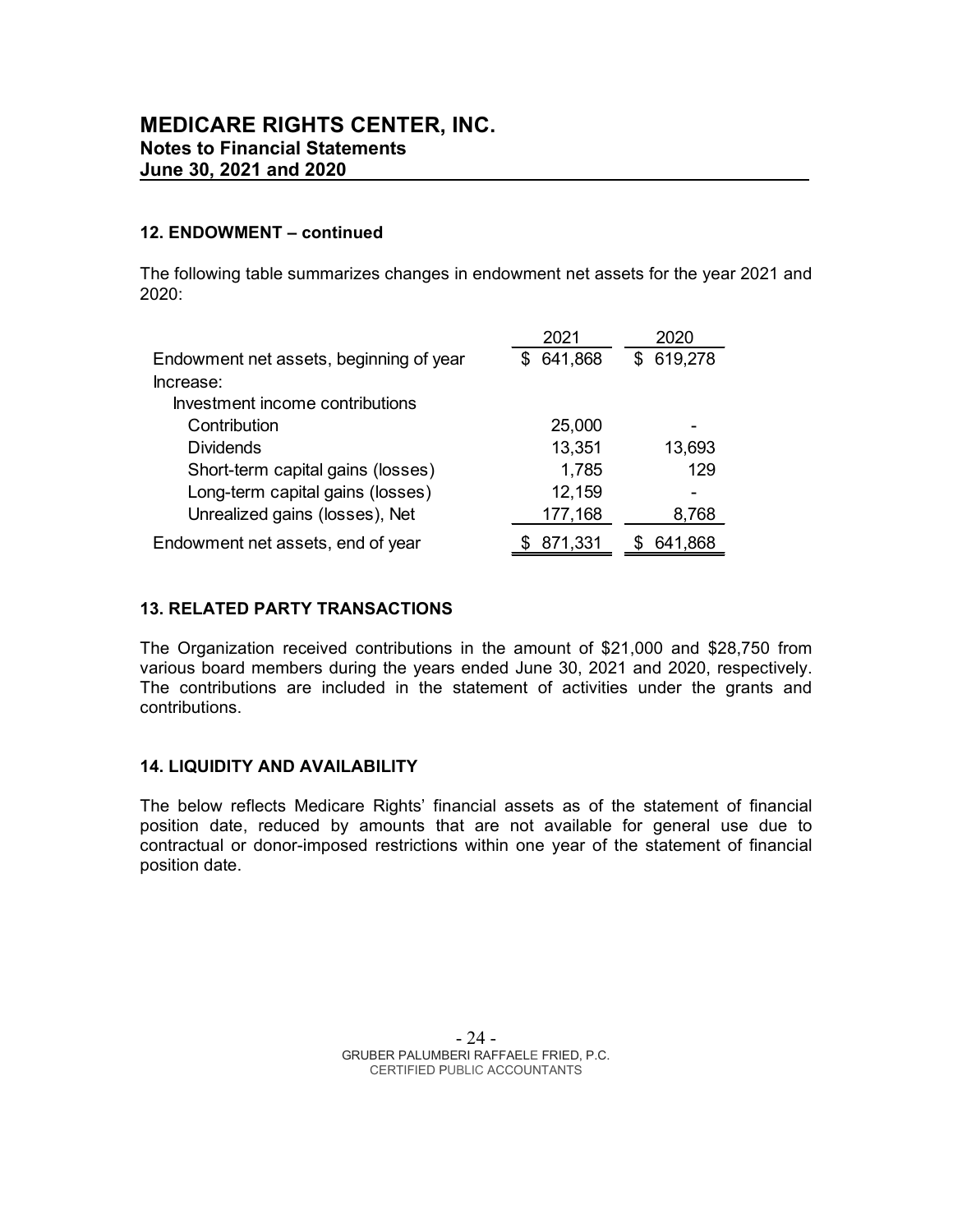# MEDICARE RIGHTS CENTER, INC.
## Notes to Financial Statements
## June 30, 2021 and 2020

### 12. ENDOWMENT – continued

The following table summarizes changes in endowment net assets for the year 2021 and 2020:

| | 2021 | 2020 |
|---|---|---|
| Endowment net assets, beginning of year | $ 641,868 | $ 619,278 |
| Increase: | | |
| Investment income contributions | | |
| Contribution | 25,000 | - |
| Dividends | 13,351 | 13,693 |
| Short-term capital gains (losses) | 1,785 | 129 |
| Long-term capital gains (losses) | 12,159 | - |
| Unrealized gains (losses), Net | 177,168 | 8,768 |
| Endowment net assets, end of year | $ 871,331 | $ 641,868 |

### 13. RELATED PARTY TRANSACTIONS

The Organization received contributions in the amount of $21,000 and $28,750 from various board members during the years ended June 30, 2021 and 2020, respectively. The contributions are included in the statement of activities under the grants and contributions.

### 14. LIQUIDITY AND AVAILABILITY

The below reflects Medicare Rights' financial assets as of the statement of financial position date, reduced by amounts that are not available for general use due to contractual or donor-imposed restrictions within one year of the statement of financial position date.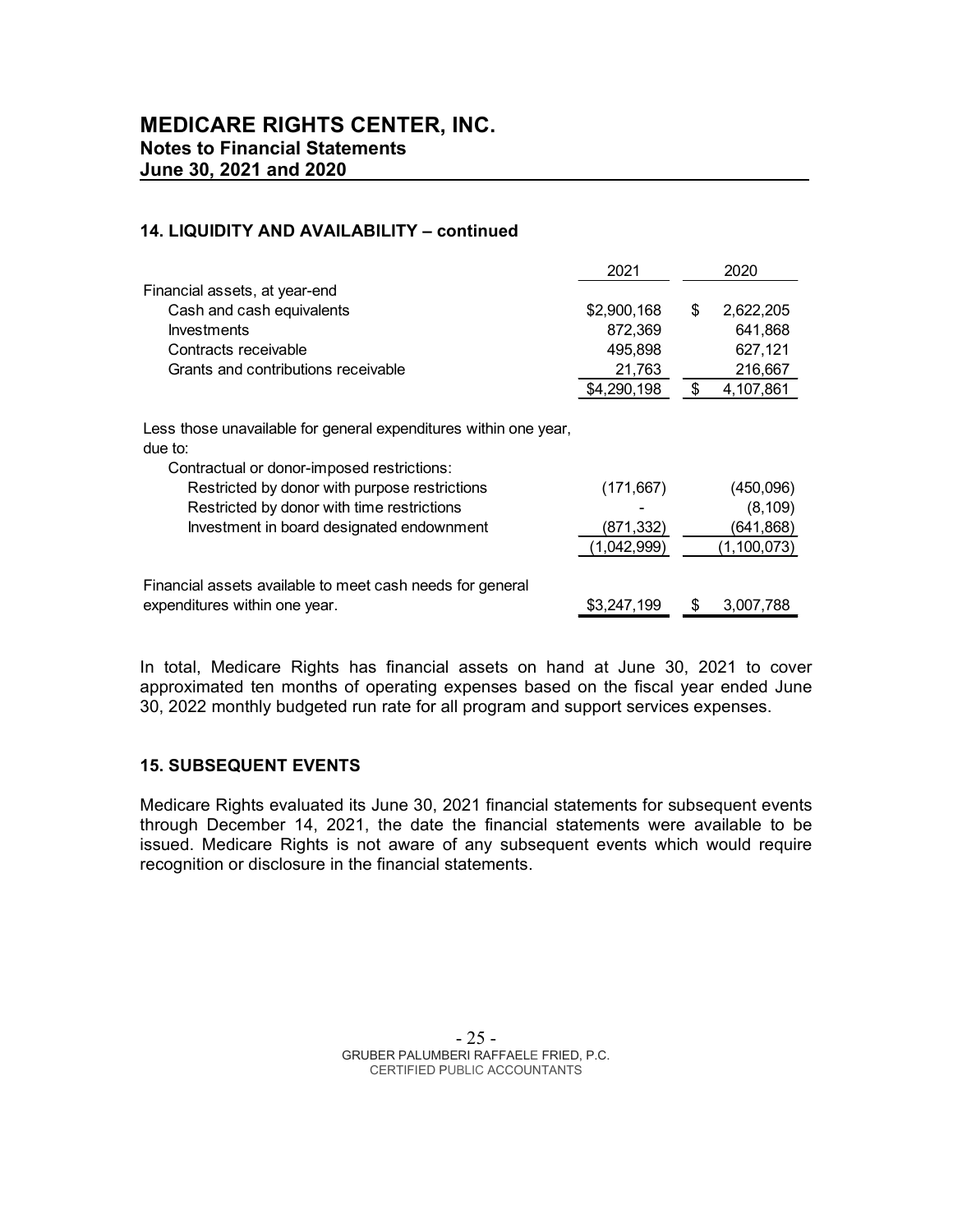## 14. LIQUIDITY AND AVAILABILITY – continued

| | 2021 | 2020 |
|---|---|---|
| Financial assets, at year-end | | |
| Cash and cash equivalents | $2,900,168 | $ 2,622,205 |
| Investments | 872,369 | 641,868 |
| Contracts receivable | 495,898 | 627,121 |
| Grants and contributions receivable | 21,763 | 216,667 |
| | $4,290,198 | $ 4,107,861 |
| Less those unavailable for general expenditures within one year, due to: | | |
| Contractual or donor-imposed restrictions: | | |
| Restricted by donor with purpose restrictions | (171,667) | (450,096) |
| Restricted by donor with time restrictions | - | (8,109) |
| Investment in board designated endowment | (871,332) | (641,868) |
| | (1,042,999) | (1,100,073) |
| Financial assets available to meet cash needs for general expenditures within one year. | $3,247,199 | $ 3,007,788 |

In total, Medicare Rights has financial assets on hand at June 30, 2021 to cover approximated ten months of operating expenses based on the fiscal year ended June 30, 2022 monthly budgeted run rate for all program and support services expenses.

## 15. SUBSEQUENT EVENTS

Medicare Rights evaluated its June 30, 2021 financial statements for subsequent events through December 14, 2021, the date the financial statements were available to be issued. Medicare Rights is not aware of any subsequent events which would require recognition or disclosure in the financial statements.